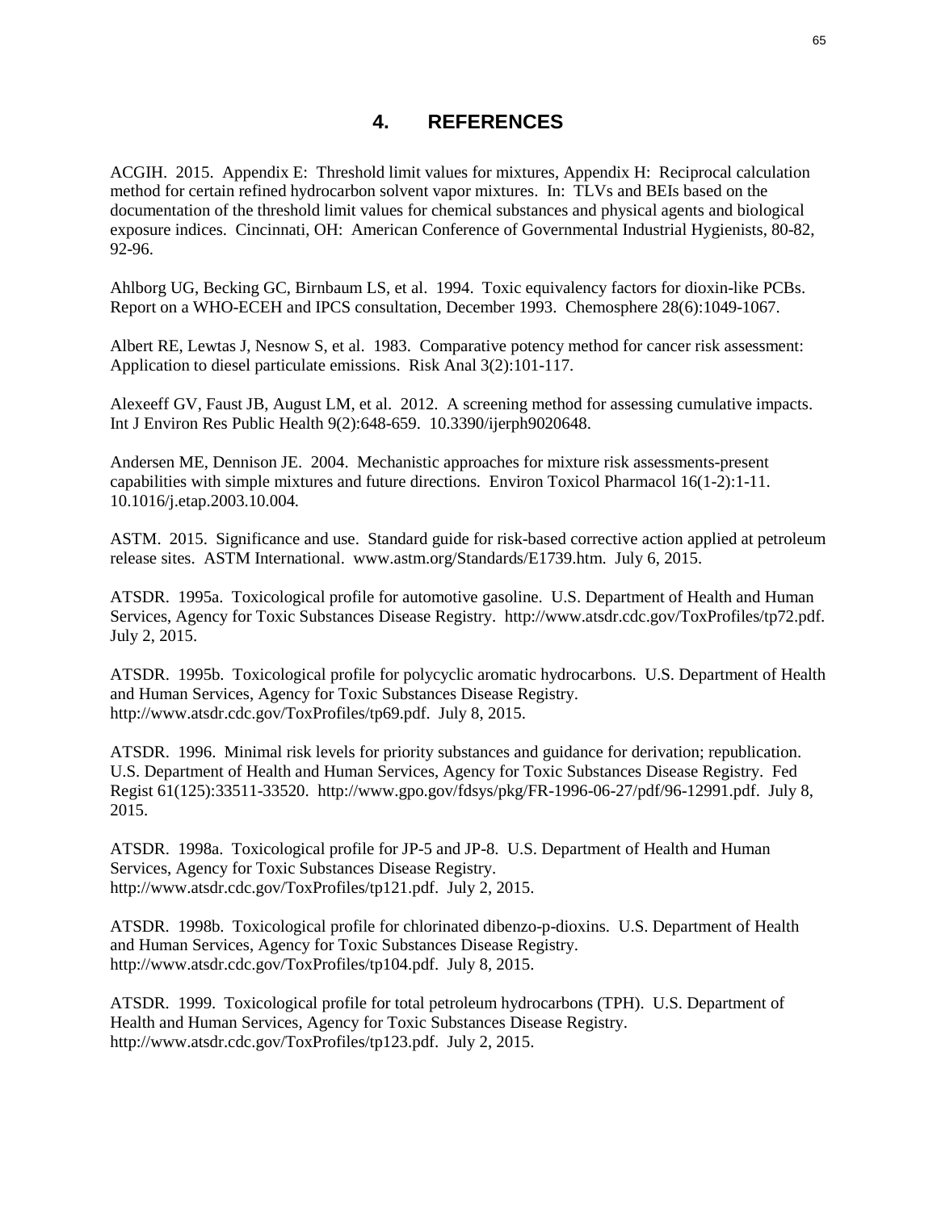# 4. REFERENCES

ACGIH. 2015. Appendix E: Threshold limit values for mixtures, Appendix H: Reciprocal calculation method for certain refined hydrocarbon solvent vapor mixtures. In: TLVs and BEIs based on the documentation of the threshold limit values for chemical substances and physical agents and biological exposure indices. Cincinnati, OH: American Conference of Governmental Industrial Hygienists, 80-82, 92-96.

Ahlborg UG, Becking GC, Birnbaum LS, et al. 1994. Toxic equivalency factors for dioxin-like PCBs. Report on a WHO-ECEH and IPCS consultation, December 1993. Chemosphere 28(6):1049-1067.

Albert RE, Lewtas J, Nesnow S, et al. 1983. Comparative potency method for cancer risk assessment: Application to diesel particulate emissions. Risk Anal 3(2):101-117.

Alexeeff GV, Faust JB, August LM, et al. 2012. A screening method for assessing cumulative impacts. Int J Environ Res Public Health 9(2):648-659. 10.3390/ijerph9020648.

Andersen ME, Dennison JE. 2004. Mechanistic approaches for mixture risk assessments-present capabilities with simple mixtures and future directions. Environ Toxicol Pharmacol 16(1-2):1-11. 10.1016/j.etap.2003.10.004.

ASTM. 2015. Significance and use. Standard guide for risk-based corrective action applied at petroleum release sites. ASTM International. www.astm.org/Standards/E1739.htm. July 6, 2015.

ATSDR. 1995a. Toxicological profile for automotive gasoline. U.S. Department of Health and Human Services, Agency for Toxic Substances Disease Registry. http://www.atsdr.cdc.gov/ToxProfiles/tp72.pdf. July 2, 2015.

ATSDR. 1995b. Toxicological profile for polycyclic aromatic hydrocarbons. U.S. Department of Health and Human Services, Agency for Toxic Substances Disease Registry. http://www.atsdr.cdc.gov/ToxProfiles/tp69.pdf. July 8, 2015.

ATSDR. 1996. Minimal risk levels for priority substances and guidance for derivation; republication. U.S. Department of Health and Human Services, Agency for Toxic Substances Disease Registry. Fed Regist 61(125):33511-33520. http://www.gpo.gov/fdsys/pkg/FR-1996-06-27/pdf/96-12991.pdf. July 8, 2015.

ATSDR. 1998a. Toxicological profile for JP-5 and JP-8. U.S. Department of Health and Human Services, Agency for Toxic Substances Disease Registry. http://www.atsdr.cdc.gov/ToxProfiles/tp121.pdf. July 2, 2015.

ATSDR. 1998b. Toxicological profile for chlorinated dibenzo-p-dioxins. U.S. Department of Health and Human Services, Agency for Toxic Substances Disease Registry. http://www.atsdr.cdc.gov/ToxProfiles/tp104.pdf. July 8, 2015.

ATSDR. 1999. Toxicological profile for total petroleum hydrocarbons (TPH). U.S. Department of Health and Human Services, Agency for Toxic Substances Disease Registry. http://www.atsdr.cdc.gov/ToxProfiles/tp123.pdf. July 2, 2015.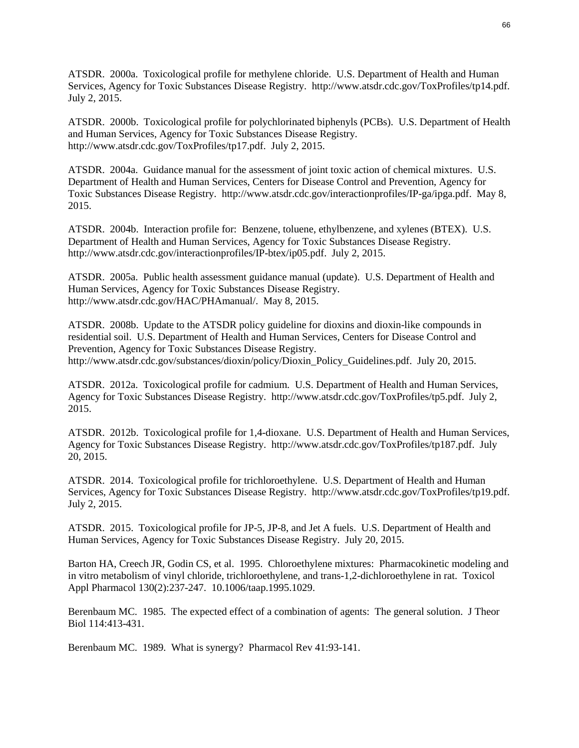ATSDR. 2000a. Toxicological profile for methylene chloride. U.S. Department of Health and Human Services, Agency for Toxic Substances Disease Registry. http://www.atsdr.cdc.gov/ToxProfiles/tp14.pdf. July 2, 2015.

ATSDR. 2000b. Toxicological profile for polychlorinated biphenyls (PCBs). U.S. Department of Health and Human Services, Agency for Toxic Substances Disease Registry. http://www.atsdr.cdc.gov/ToxProfiles/tp17.pdf. July 2, 2015.

ATSDR. 2004a. Guidance manual for the assessment of joint toxic action of chemical mixtures. U.S. Department of Health and Human Services, Centers for Disease Control and Prevention, Agency for Toxic Substances Disease Registry. http://www.atsdr.cdc.gov/interactionprofiles/IP-ga/ipga.pdf. May 8, 2015.

ATSDR. 2004b. Interaction profile for: Benzene, toluene, ethylbenzene, and xylenes (BTEX). U.S. Department of Health and Human Services, Agency for Toxic Substances Disease Registry. http://www.atsdr.cdc.gov/interactionprofiles/IP-btex/ip05.pdf. July 2, 2015.

ATSDR. 2005a. Public health assessment guidance manual (update). U.S. Department of Health and Human Services, Agency for Toxic Substances Disease Registry. http://www.atsdr.cdc.gov/HAC/PHAmanual/. May 8, 2015.

ATSDR. 2008b. Update to the ATSDR policy guideline for dioxins and dioxin-like compounds in residential soil. U.S. Department of Health and Human Services, Centers for Disease Control and Prevention, Agency for Toxic Substances Disease Registry. http://www.atsdr.cdc.gov/substances/dioxin/policy/Dioxin_Policy_Guidelines.pdf. July 20, 2015.

ATSDR. 2012a. Toxicological profile for cadmium. U.S. Department of Health and Human Services, Agency for Toxic Substances Disease Registry. http://www.atsdr.cdc.gov/ToxProfiles/tp5.pdf. July 2, 2015.

ATSDR. 2012b. Toxicological profile for 1,4-dioxane. U.S. Department of Health and Human Services, Agency for Toxic Substances Disease Registry. http://www.atsdr.cdc.gov/ToxProfiles/tp187.pdf. July 20, 2015.

ATSDR. 2014. Toxicological profile for trichloroethylene. U.S. Department of Health and Human Services, Agency for Toxic Substances Disease Registry. http://www.atsdr.cdc.gov/ToxProfiles/tp19.pdf. July 2, 2015.

ATSDR. 2015. Toxicological profile for JP-5, JP-8, and Jet A fuels. U.S. Department of Health and Human Services, Agency for Toxic Substances Disease Registry. July 20, 2015.

Barton HA, Creech JR, Godin CS, et al. 1995. Chloroethylene mixtures: Pharmacokinetic modeling and in vitro metabolism of vinyl chloride, trichloroethylene, and trans-1,2-dichloroethylene in rat. Toxicol Appl Pharmacol 130(2):237-247. 10.1006/taap.1995.1029.

Berenbaum MC. 1985. The expected effect of a combination of agents: The general solution. J Theor Biol 114:413-431.

Berenbaum MC. 1989. What is synergy? Pharmacol Rev 41:93-141.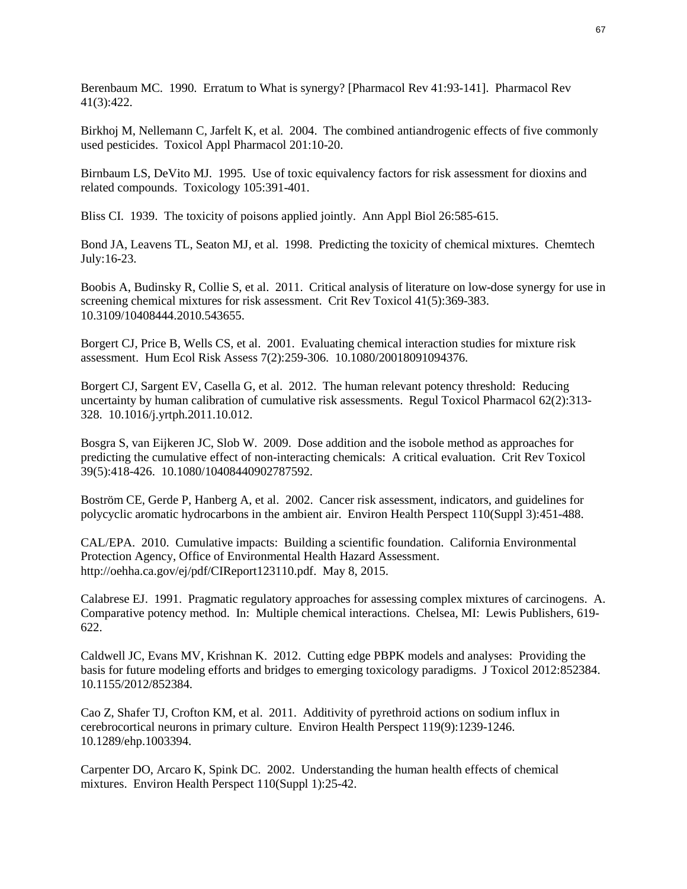Berenbaum MC. 1990. Erratum to What is synergy? [Pharmacol Rev 41:93-141]. Pharmacol Rev 41(3):422.

Birkhoj M, Nellemann C, Jarfelt K, et al. 2004. The combined antiandrogenic effects of five commonly used pesticides. Toxicol Appl Pharmacol 201:10-20.

Birnbaum LS, DeVito MJ. 1995. Use of toxic equivalency factors for risk assessment for dioxins and related compounds. Toxicology 105:391-401.

Bliss CI. 1939. The toxicity of poisons applied jointly. Ann Appl Biol 26:585-615.

Bond JA, Leavens TL, Seaton MJ, et al. 1998. Predicting the toxicity of chemical mixtures. Chemtech July:16-23.

Boobis A, Budinsky R, Collie S, et al. 2011. Critical analysis of literature on low-dose synergy for use in screening chemical mixtures for risk assessment. Crit Rev Toxicol 41(5):369-383. 10.3109/10408444.2010.543655.

Borgert CJ, Price B, Wells CS, et al. 2001. Evaluating chemical interaction studies for mixture risk assessment. Hum Ecol Risk Assess 7(2):259-306. 10.1080/20018091094376.

Borgert CJ, Sargent EV, Casella G, et al. 2012. The human relevant potency threshold: Reducing uncertainty by human calibration of cumulative risk assessments. Regul Toxicol Pharmacol 62(2):313-328. 10.1016/j.yrtph.2011.10.012.

Bosgra S, van Eijkeren JC, Slob W. 2009. Dose addition and the isobole method as approaches for predicting the cumulative effect of non-interacting chemicals: A critical evaluation. Crit Rev Toxicol 39(5):418-426. 10.1080/10408440902787592.

Boström CE, Gerde P, Hanberg A, et al. 2002. Cancer risk assessment, indicators, and guidelines for polycyclic aromatic hydrocarbons in the ambient air. Environ Health Perspect 110(Suppl 3):451-488.

CAL/EPA. 2010. Cumulative impacts: Building a scientific foundation. California Environmental Protection Agency, Office of Environmental Health Hazard Assessment. http://oehha.ca.gov/ej/pdf/CIReport123110.pdf. May 8, 2015.

Calabrese EJ. 1991. Pragmatic regulatory approaches for assessing complex mixtures of carcinogens. A. Comparative potency method. In: Multiple chemical interactions. Chelsea, MI: Lewis Publishers, 619-622.

Caldwell JC, Evans MV, Krishnan K. 2012. Cutting edge PBPK models and analyses: Providing the basis for future modeling efforts and bridges to emerging toxicology paradigms. J Toxicol 2012:852384. 10.1155/2012/852384.

Cao Z, Shafer TJ, Crofton KM, et al. 2011. Additivity of pyrethroid actions on sodium influx in cerebrocortical neurons in primary culture. Environ Health Perspect 119(9):1239-1246. 10.1289/ehp.1003394.

Carpenter DO, Arcaro K, Spink DC. 2002. Understanding the human health effects of chemical mixtures. Environ Health Perspect 110(Suppl 1):25-42.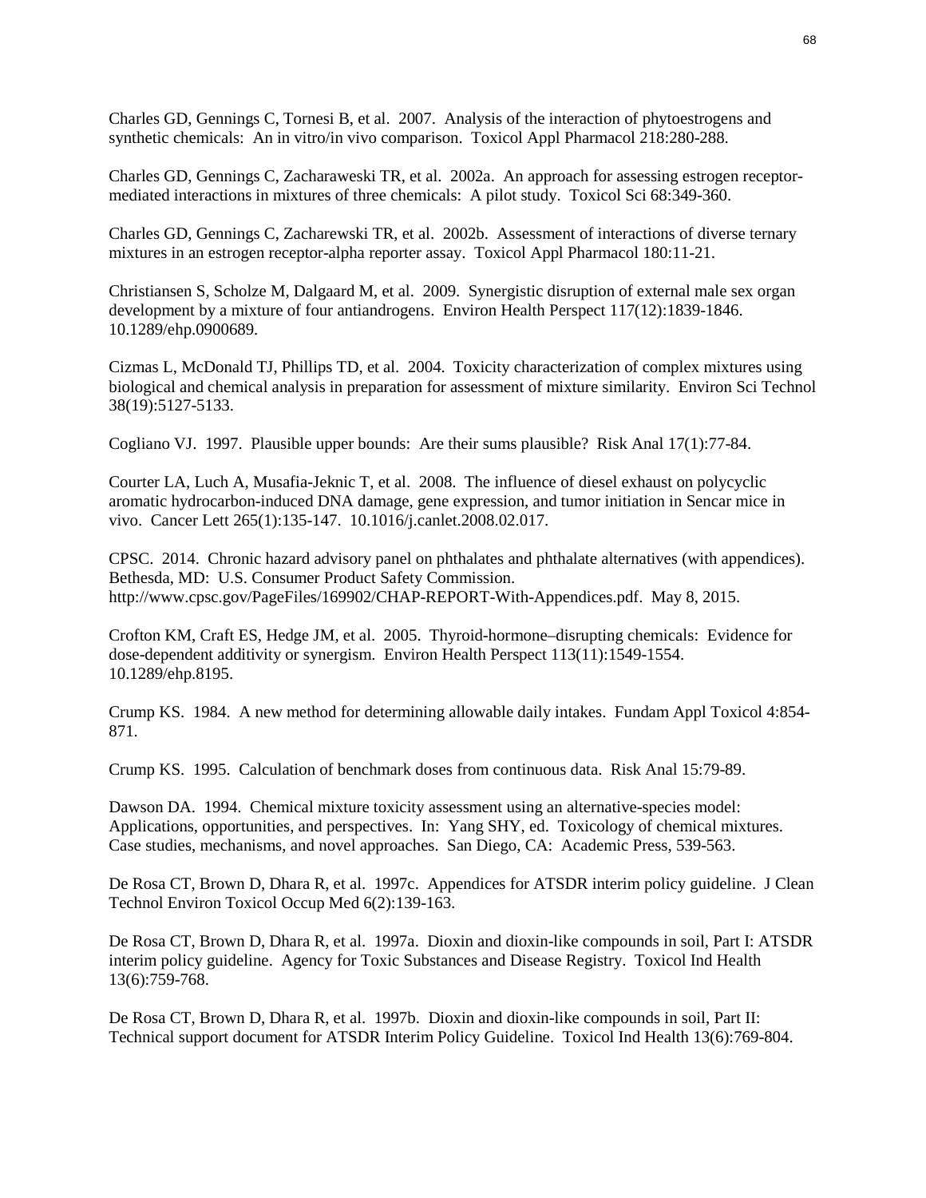Charles GD, Gennings C, Tornesi B, et al. 2007. Analysis of the interaction of phytoestrogens and synthetic chemicals: An in vitro/in vivo comparison. Toxicol Appl Pharmacol 218:280-288.

Charles GD, Gennings C, Zacharaweski TR, et al. 2002a. An approach for assessing estrogen receptor-mediated interactions in mixtures of three chemicals: A pilot study. Toxicol Sci 68:349-360.

Charles GD, Gennings C, Zacharewski TR, et al. 2002b. Assessment of interactions of diverse ternary mixtures in an estrogen receptor-alpha reporter assay. Toxicol Appl Pharmacol 180:11-21.

Christiansen S, Scholze M, Dalgaard M, et al. 2009. Synergistic disruption of external male sex organ development by a mixture of four antiandrogens. Environ Health Perspect 117(12):1839-1846. 10.1289/ehp.0900689.

Cizmas L, McDonald TJ, Phillips TD, et al. 2004. Toxicity characterization of complex mixtures using biological and chemical analysis in preparation for assessment of mixture similarity. Environ Sci Technol 38(19):5127-5133.

Cogliano VJ. 1997. Plausible upper bounds: Are their sums plausible? Risk Anal 17(1):77-84.

Courter LA, Luch A, Musafia-Jeknic T, et al. 2008. The influence of diesel exhaust on polycyclic aromatic hydrocarbon-induced DNA damage, gene expression, and tumor initiation in Sencar mice in vivo. Cancer Lett 265(1):135-147. 10.1016/j.canlet.2008.02.017.

CPSC. 2014. Chronic hazard advisory panel on phthalates and phthalate alternatives (with appendices). Bethesda, MD: U.S. Consumer Product Safety Commission. http://www.cpsc.gov/PageFiles/169902/CHAP-REPORT-With-Appendices.pdf. May 8, 2015.

Crofton KM, Craft ES, Hedge JM, et al. 2005. Thyroid-hormone–disrupting chemicals: Evidence for dose-dependent additivity or synergism. Environ Health Perspect 113(11):1549-1554. 10.1289/ehp.8195.

Crump KS. 1984. A new method for determining allowable daily intakes. Fundam Appl Toxicol 4:854-871.

Crump KS. 1995. Calculation of benchmark doses from continuous data. Risk Anal 15:79-89.

Dawson DA. 1994. Chemical mixture toxicity assessment using an alternative-species model: Applications, opportunities, and perspectives. In: Yang SHY, ed. Toxicology of chemical mixtures. Case studies, mechanisms, and novel approaches. San Diego, CA: Academic Press, 539-563.

De Rosa CT, Brown D, Dhara R, et al. 1997c. Appendices for ATSDR interim policy guideline. J Clean Technol Environ Toxicol Occup Med 6(2):139-163.

De Rosa CT, Brown D, Dhara R, et al. 1997a. Dioxin and dioxin-like compounds in soil, Part I: ATSDR interim policy guideline. Agency for Toxic Substances and Disease Registry. Toxicol Ind Health 13(6):759-768.

De Rosa CT, Brown D, Dhara R, et al. 1997b. Dioxin and dioxin-like compounds in soil, Part II: Technical support document for ATSDR Interim Policy Guideline. Toxicol Ind Health 13(6):769-804.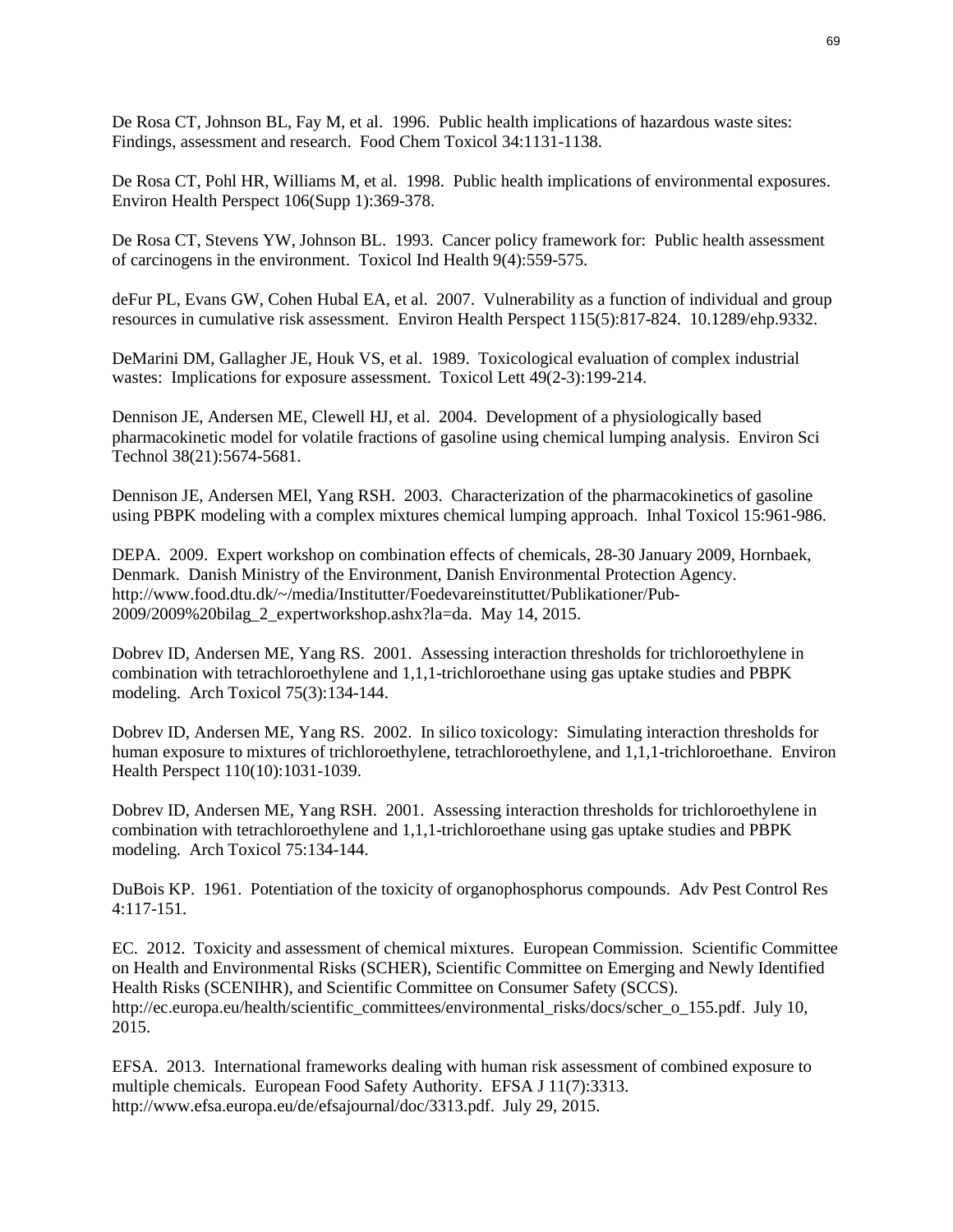De Rosa CT, Johnson BL, Fay M, et al. 1996. Public health implications of hazardous waste sites: Findings, assessment and research. Food Chem Toxicol 34:1131-1138.

De Rosa CT, Pohl HR, Williams M, et al. 1998. Public health implications of environmental exposures. Environ Health Perspect 106(Supp 1):369-378.

De Rosa CT, Stevens YW, Johnson BL. 1993. Cancer policy framework for: Public health assessment of carcinogens in the environment. Toxicol Ind Health 9(4):559-575.

deFur PL, Evans GW, Cohen Hubal EA, et al. 2007. Vulnerability as a function of individual and group resources in cumulative risk assessment. Environ Health Perspect 115(5):817-824. 10.1289/ehp.9332.

DeMarini DM, Gallagher JE, Houk VS, et al. 1989. Toxicological evaluation of complex industrial wastes: Implications for exposure assessment. Toxicol Lett 49(2-3):199-214.

Dennison JE, Andersen ME, Clewell HJ, et al. 2004. Development of a physiologically based pharmacokinetic model for volatile fractions of gasoline using chemical lumping analysis. Environ Sci Technol 38(21):5674-5681.

Dennison JE, Andersen MEl, Yang RSH. 2003. Characterization of the pharmacokinetics of gasoline using PBPK modeling with a complex mixtures chemical lumping approach. Inhal Toxicol 15:961-986.

DEPA. 2009. Expert workshop on combination effects of chemicals, 28-30 January 2009, Hornbaek, Denmark. Danish Ministry of the Environment, Danish Environmental Protection Agency. http://www.food.dtu.dk/~/media/Institutter/Foedevareinstituttet/Publikationer/Pub-2009/2009%20bilag_2_expertworkshop.ashx?la=da. May 14, 2015.

Dobrev ID, Andersen ME, Yang RS. 2001. Assessing interaction thresholds for trichloroethylene in combination with tetrachloroethylene and 1,1,1-trichloroethane using gas uptake studies and PBPK modeling. Arch Toxicol 75(3):134-144.

Dobrev ID, Andersen ME, Yang RS. 2002. In silico toxicology: Simulating interaction thresholds for human exposure to mixtures of trichloroethylene, tetrachloroethylene, and 1,1,1-trichloroethane. Environ Health Perspect 110(10):1031-1039.

Dobrev ID, Andersen ME, Yang RSH. 2001. Assessing interaction thresholds for trichloroethylene in combination with tetrachloroethylene and 1,1,1-trichloroethane using gas uptake studies and PBPK modeling. Arch Toxicol 75:134-144.

DuBois KP. 1961. Potentiation of the toxicity of organophosphorus compounds. Adv Pest Control Res 4:117-151.

EC. 2012. Toxicity and assessment of chemical mixtures. European Commission. Scientific Committee on Health and Environmental Risks (SCHER), Scientific Committee on Emerging and Newly Identified Health Risks (SCENIHR), and Scientific Committee on Consumer Safety (SCCS). http://ec.europa.eu/health/scientific_committees/environmental_risks/docs/scher_o_155.pdf. July 10, 2015.

EFSA. 2013. International frameworks dealing with human risk assessment of combined exposure to multiple chemicals. European Food Safety Authority. EFSA J 11(7):3313. http://www.efsa.europa.eu/de/efsajournal/doc/3313.pdf. July 29, 2015.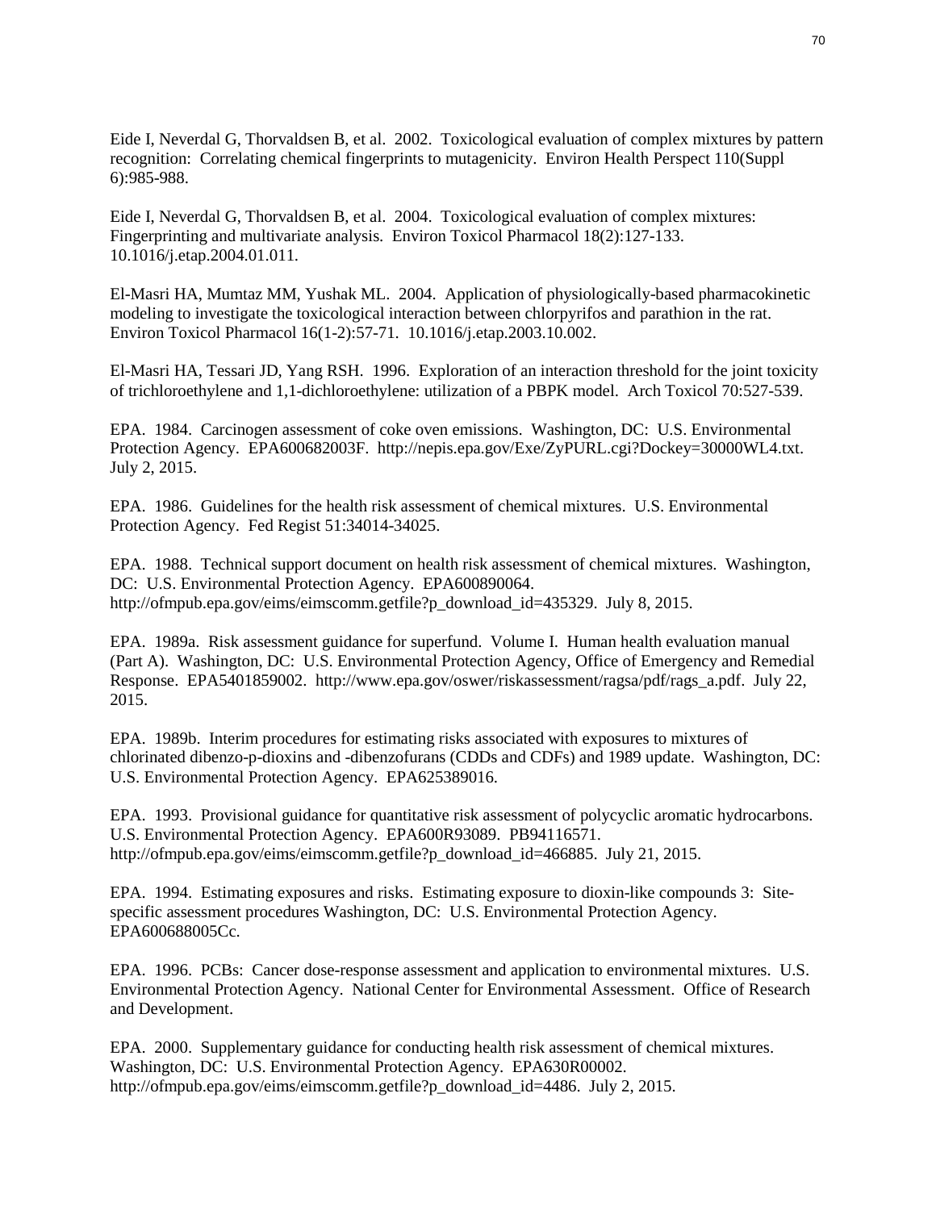Eide I, Neverdal G, Thorvaldsen B, et al. 2002. Toxicological evaluation of complex mixtures by pattern recognition: Correlating chemical fingerprints to mutagenicity. Environ Health Perspect 110(Suppl 6):985-988.

Eide I, Neverdal G, Thorvaldsen B, et al. 2004. Toxicological evaluation of complex mixtures: Fingerprinting and multivariate analysis. Environ Toxicol Pharmacol 18(2):127-133. 10.1016/j.etap.2004.01.011.

El-Masri HA, Mumtaz MM, Yushak ML. 2004. Application of physiologically-based pharmacokinetic modeling to investigate the toxicological interaction between chlorpyrifos and parathion in the rat. Environ Toxicol Pharmacol 16(1-2):57-71. 10.1016/j.etap.2003.10.002.

El-Masri HA, Tessari JD, Yang RSH. 1996. Exploration of an interaction threshold for the joint toxicity of trichloroethylene and 1,1-dichloroethylene: utilization of a PBPK model. Arch Toxicol 70:527-539.

EPA. 1984. Carcinogen assessment of coke oven emissions. Washington, DC: U.S. Environmental Protection Agency. EPA600682003F. http://nepis.epa.gov/Exe/ZyPURL.cgi?Dockey=30000WL4.txt. July 2, 2015.

EPA. 1986. Guidelines for the health risk assessment of chemical mixtures. U.S. Environmental Protection Agency. Fed Regist 51:34014-34025.

EPA. 1988. Technical support document on health risk assessment of chemical mixtures. Washington, DC: U.S. Environmental Protection Agency. EPA600890064. http://ofmpub.epa.gov/eims/eimscomm.getfile?p_download_id=435329. July 8, 2015.

EPA. 1989a. Risk assessment guidance for superfund. Volume I. Human health evaluation manual (Part A). Washington, DC: U.S. Environmental Protection Agency, Office of Emergency and Remedial Response. EPA5401859002. http://www.epa.gov/oswer/riskassessment/ragsa/pdf/rags_a.pdf. July 22, 2015.

EPA. 1989b. Interim procedures for estimating risks associated with exposures to mixtures of chlorinated dibenzo-p-dioxins and -dibenzofurans (CDDs and CDFs) and 1989 update. Washington, DC: U.S. Environmental Protection Agency. EPA625389016.

EPA. 1993. Provisional guidance for quantitative risk assessment of polycyclic aromatic hydrocarbons. U.S. Environmental Protection Agency. EPA600R93089. PB94116571. http://ofmpub.epa.gov/eims/eimscomm.getfile?p_download_id=466885. July 21, 2015.

EPA. 1994. Estimating exposures and risks. Estimating exposure to dioxin-like compounds 3: Site-specific assessment procedures Washington, DC: U.S. Environmental Protection Agency. EPA600688005Cc.

EPA. 1996. PCBs: Cancer dose-response assessment and application to environmental mixtures. U.S. Environmental Protection Agency. National Center for Environmental Assessment. Office of Research and Development.

EPA. 2000. Supplementary guidance for conducting health risk assessment of chemical mixtures. Washington, DC: U.S. Environmental Protection Agency. EPA630R00002. http://ofmpub.epa.gov/eims/eimscomm.getfile?p_download_id=4486. July 2, 2015.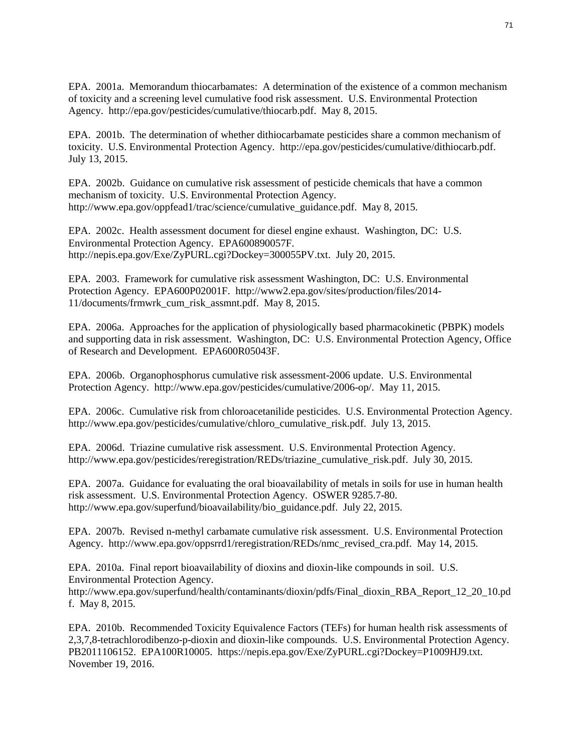EPA. 2001a. Memorandum thiocarbamates: A determination of the existence of a common mechanism of toxicity and a screening level cumulative food risk assessment. U.S. Environmental Protection Agency. http://epa.gov/pesticides/cumulative/thiocarb.pdf. May 8, 2015.

EPA. 2001b. The determination of whether dithiocarbamate pesticides share a common mechanism of toxicity. U.S. Environmental Protection Agency. http://epa.gov/pesticides/cumulative/dithiocarb.pdf. July 13, 2015.

EPA. 2002b. Guidance on cumulative risk assessment of pesticide chemicals that have a common mechanism of toxicity. U.S. Environmental Protection Agency. http://www.epa.gov/oppfead1/trac/science/cumulative_guidance.pdf. May 8, 2015.

EPA. 2002c. Health assessment document for diesel engine exhaust. Washington, DC: U.S. Environmental Protection Agency. EPA600890057F. http://nepis.epa.gov/Exe/ZyPURL.cgi?Dockey=300055PV.txt. July 20, 2015.

EPA. 2003. Framework for cumulative risk assessment Washington, DC: U.S. Environmental Protection Agency. EPA600P02001F. http://www2.epa.gov/sites/production/files/2014-11/documents/frmwrk_cum_risk_assmnt.pdf. May 8, 2015.

EPA. 2006a. Approaches for the application of physiologically based pharmacokinetic (PBPK) models and supporting data in risk assessment. Washington, DC: U.S. Environmental Protection Agency, Office of Research and Development. EPA600R05043F.

EPA. 2006b. Organophosphorus cumulative risk assessment-2006 update. U.S. Environmental Protection Agency. http://www.epa.gov/pesticides/cumulative/2006-op/. May 11, 2015.

EPA. 2006c. Cumulative risk from chloroacetanilide pesticides. U.S. Environmental Protection Agency. http://www.epa.gov/pesticides/cumulative/chloro_cumulative_risk.pdf. July 13, 2015.

EPA. 2006d. Triazine cumulative risk assessment. U.S. Environmental Protection Agency. http://www.epa.gov/pesticides/reregistration/REDs/triazine_cumulative_risk.pdf. July 30, 2015.

EPA. 2007a. Guidance for evaluating the oral bioavailability of metals in soils for use in human health risk assessment. U.S. Environmental Protection Agency. OSWER 9285.7-80. http://www.epa.gov/superfund/bioavailability/bio_guidance.pdf. July 22, 2015.

EPA. 2007b. Revised n-methyl carbamate cumulative risk assessment. U.S. Environmental Protection Agency. http://www.epa.gov/oppsrrd1/reregistration/REDs/nmc_revised_cra.pdf. May 14, 2015.

EPA. 2010a. Final report bioavailability of dioxins and dioxin-like compounds in soil. U.S. Environmental Protection Agency. http://www.epa.gov/superfund/health/contaminants/dioxin/pdfs/Final_dioxin_RBA_Report_12_20_10.pdf. May 8, 2015.

EPA. 2010b. Recommended Toxicity Equivalence Factors (TEFs) for human health risk assessments of 2,3,7,8-tetrachlorodibenzo-p-dioxin and dioxin-like compounds. U.S. Environmental Protection Agency. PB2011106152. EPA100R10005. https://nepis.epa.gov/Exe/ZyPURL.cgi?Dockey=P1009HJ9.txt. November 19, 2016.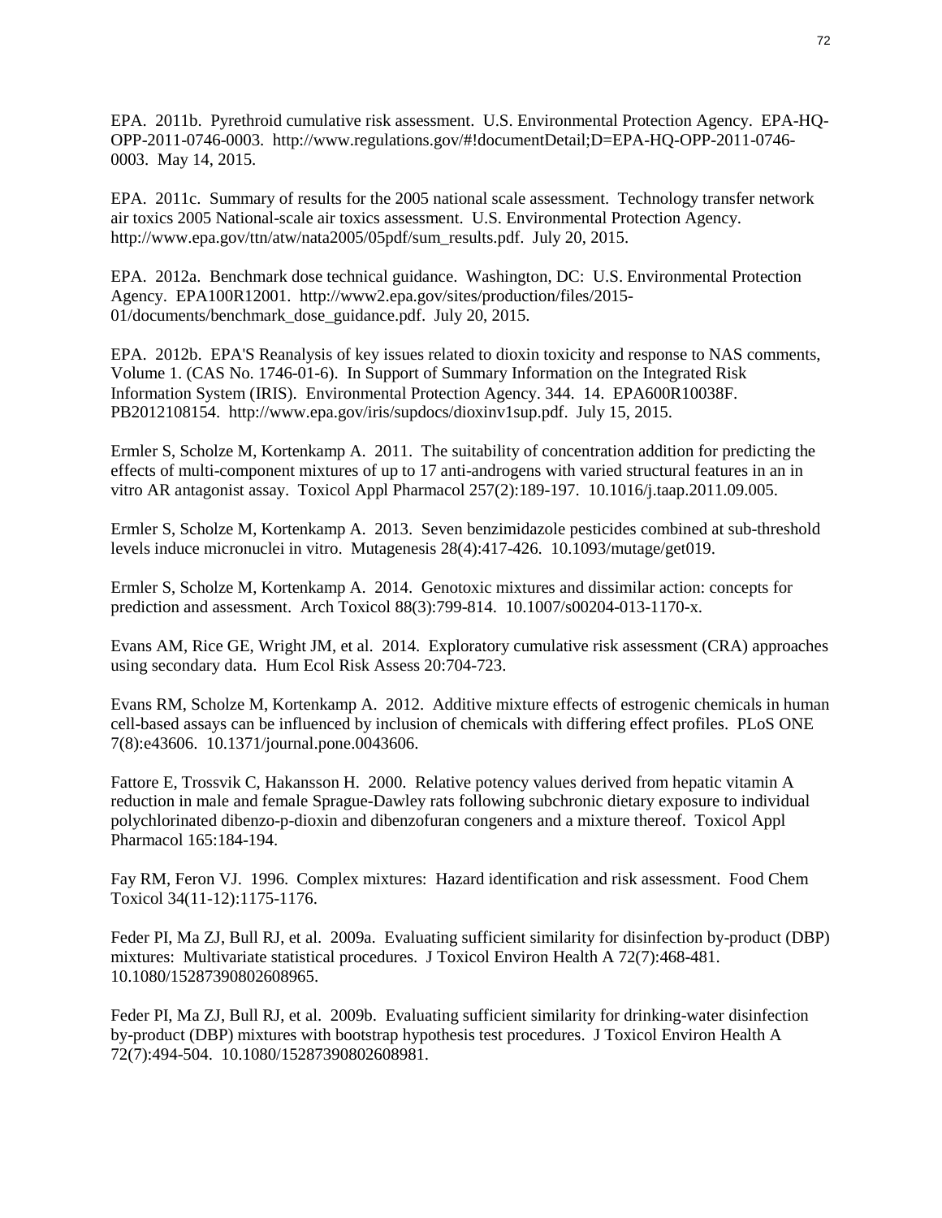EPA. 2011b. Pyrethroid cumulative risk assessment. U.S. Environmental Protection Agency. EPA-HQ-OPP-2011-0746-0003. http://www.regulations.gov/#!documentDetail;D=EPA-HQ-OPP-2011-0746-0003. May 14, 2015.

EPA. 2011c. Summary of results for the 2005 national scale assessment. Technology transfer network air toxics 2005 National-scale air toxics assessment. U.S. Environmental Protection Agency. http://www.epa.gov/ttn/atw/nata2005/05pdf/sum_results.pdf. July 20, 2015.

EPA. 2012a. Benchmark dose technical guidance. Washington, DC: U.S. Environmental Protection Agency. EPA100R12001. http://www2.epa.gov/sites/production/files/2015-01/documents/benchmark_dose_guidance.pdf. July 20, 2015.

EPA. 2012b. EPA'S Reanalysis of key issues related to dioxin toxicity and response to NAS comments, Volume 1. (CAS No. 1746-01-6). In Support of Summary Information on the Integrated Risk Information System (IRIS). Environmental Protection Agency. 344. 14. EPA600R10038F. PB2012108154. http://www.epa.gov/iris/supdocs/dioxinv1sup.pdf. July 15, 2015.

Ermler S, Scholze M, Kortenkamp A. 2011. The suitability of concentration addition for predicting the effects of multi-component mixtures of up to 17 anti-androgens with varied structural features in an in vitro AR antagonist assay. Toxicol Appl Pharmacol 257(2):189-197. 10.1016/j.taap.2011.09.005.

Ermler S, Scholze M, Kortenkamp A. 2013. Seven benzimidazole pesticides combined at sub-threshold levels induce micronuclei in vitro. Mutagenesis 28(4):417-426. 10.1093/mutage/get019.

Ermler S, Scholze M, Kortenkamp A. 2014. Genotoxic mixtures and dissimilar action: concepts for prediction and assessment. Arch Toxicol 88(3):799-814. 10.1007/s00204-013-1170-x.

Evans AM, Rice GE, Wright JM, et al. 2014. Exploratory cumulative risk assessment (CRA) approaches using secondary data. Hum Ecol Risk Assess 20:704-723.

Evans RM, Scholze M, Kortenkamp A. 2012. Additive mixture effects of estrogenic chemicals in human cell-based assays can be influenced by inclusion of chemicals with differing effect profiles. PLoS ONE 7(8):e43606. 10.1371/journal.pone.0043606.

Fattore E, Trossvik C, Hakansson H. 2000. Relative potency values derived from hepatic vitamin A reduction in male and female Sprague-Dawley rats following subchronic dietary exposure to individual polychlorinated dibenzo-p-dioxin and dibenzofuran congeners and a mixture thereof. Toxicol Appl Pharmacol 165:184-194.

Fay RM, Feron VJ. 1996. Complex mixtures: Hazard identification and risk assessment. Food Chem Toxicol 34(11-12):1175-1176.

Feder PI, Ma ZJ, Bull RJ, et al. 2009a. Evaluating sufficient similarity for disinfection by-product (DBP) mixtures: Multivariate statistical procedures. J Toxicol Environ Health A 72(7):468-481. 10.1080/15287390802608965.

Feder PI, Ma ZJ, Bull RJ, et al. 2009b. Evaluating sufficient similarity for drinking-water disinfection by-product (DBP) mixtures with bootstrap hypothesis test procedures. J Toxicol Environ Health A 72(7):494-504. 10.1080/15287390802608981.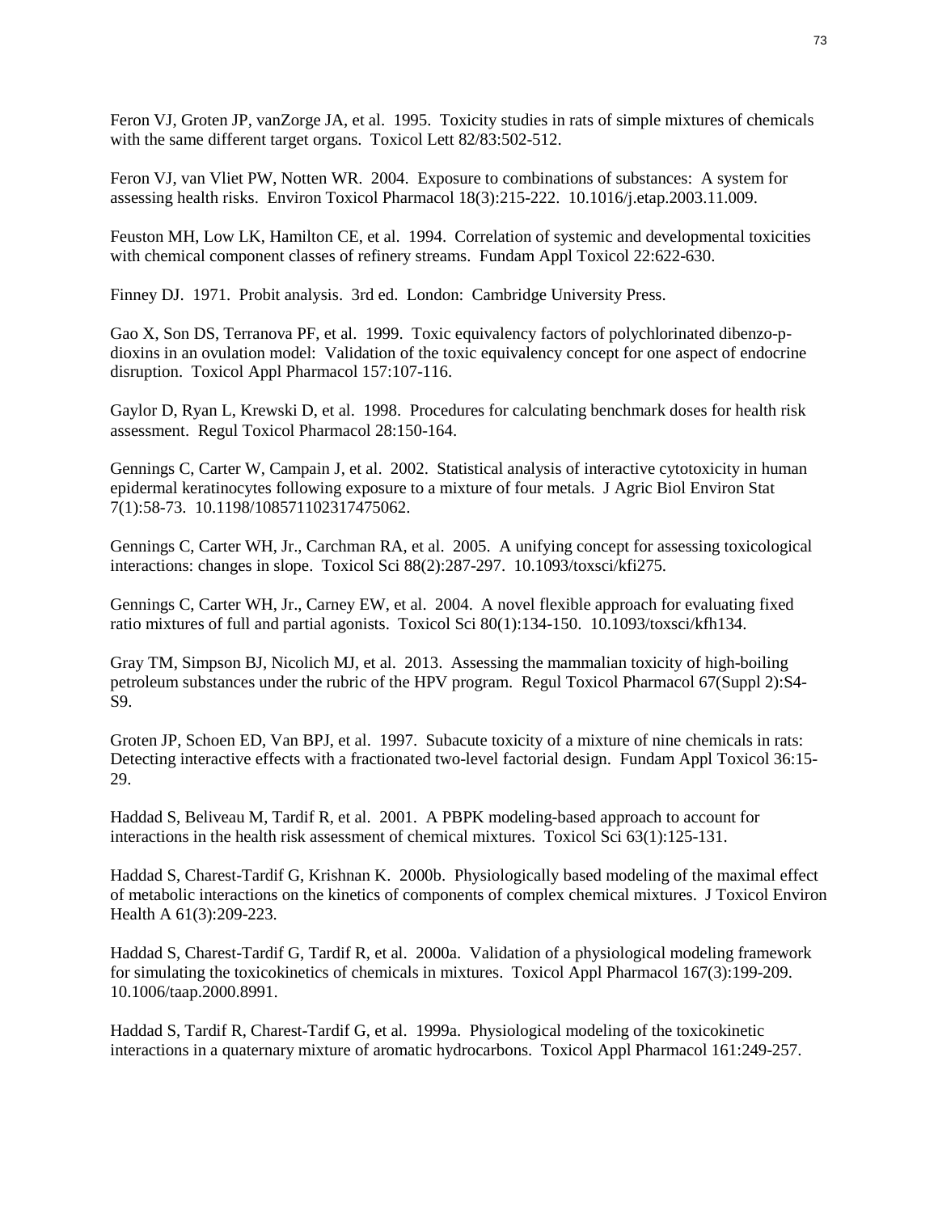Feron VJ, Groten JP, vanZorge JA, et al. 1995. Toxicity studies in rats of simple mixtures of chemicals with the same different target organs. Toxicol Lett 82/83:502-512.

Feron VJ, van Vliet PW, Notten WR. 2004. Exposure to combinations of substances: A system for assessing health risks. Environ Toxicol Pharmacol 18(3):215-222. 10.1016/j.etap.2003.11.009.

Feuston MH, Low LK, Hamilton CE, et al. 1994. Correlation of systemic and developmental toxicities with chemical component classes of refinery streams. Fundam Appl Toxicol 22:622-630.

Finney DJ. 1971. Probit analysis. 3rd ed. London: Cambridge University Press.

Gao X, Son DS, Terranova PF, et al. 1999. Toxic equivalency factors of polychlorinated dibenzo-p-dioxins in an ovulation model: Validation of the toxic equivalency concept for one aspect of endocrine disruption. Toxicol Appl Pharmacol 157:107-116.

Gaylor D, Ryan L, Krewski D, et al. 1998. Procedures for calculating benchmark doses for health risk assessment. Regul Toxicol Pharmacol 28:150-164.

Gennings C, Carter W, Campain J, et al. 2002. Statistical analysis of interactive cytotoxicity in human epidermal keratinocytes following exposure to a mixture of four metals. J Agric Biol Environ Stat 7(1):58-73. 10.1198/108571102317475062.

Gennings C, Carter WH, Jr., Carchman RA, et al. 2005. A unifying concept for assessing toxicological interactions: changes in slope. Toxicol Sci 88(2):287-297. 10.1093/toxsci/kfi275.

Gennings C, Carter WH, Jr., Carney EW, et al. 2004. A novel flexible approach for evaluating fixed ratio mixtures of full and partial agonists. Toxicol Sci 80(1):134-150. 10.1093/toxsci/kfh134.

Gray TM, Simpson BJ, Nicolich MJ, et al. 2013. Assessing the mammalian toxicity of high-boiling petroleum substances under the rubric of the HPV program. Regul Toxicol Pharmacol 67(Suppl 2):S4-S9.

Groten JP, Schoen ED, Van BPJ, et al. 1997. Subacute toxicity of a mixture of nine chemicals in rats: Detecting interactive effects with a fractionated two-level factorial design. Fundam Appl Toxicol 36:15-29.

Haddad S, Beliveau M, Tardif R, et al. 2001. A PBPK modeling-based approach to account for interactions in the health risk assessment of chemical mixtures. Toxicol Sci 63(1):125-131.

Haddad S, Charest-Tardif G, Krishnan K. 2000b. Physiologically based modeling of the maximal effect of metabolic interactions on the kinetics of components of complex chemical mixtures. J Toxicol Environ Health A 61(3):209-223.

Haddad S, Charest-Tardif G, Tardif R, et al. 2000a. Validation of a physiological modeling framework for simulating the toxicokinetics of chemicals in mixtures. Toxicol Appl Pharmacol 167(3):199-209. 10.1006/taap.2000.8991.

Haddad S, Tardif R, Charest-Tardif G, et al. 1999a. Physiological modeling of the toxicokinetic interactions in a quaternary mixture of aromatic hydrocarbons. Toxicol Appl Pharmacol 161:249-257.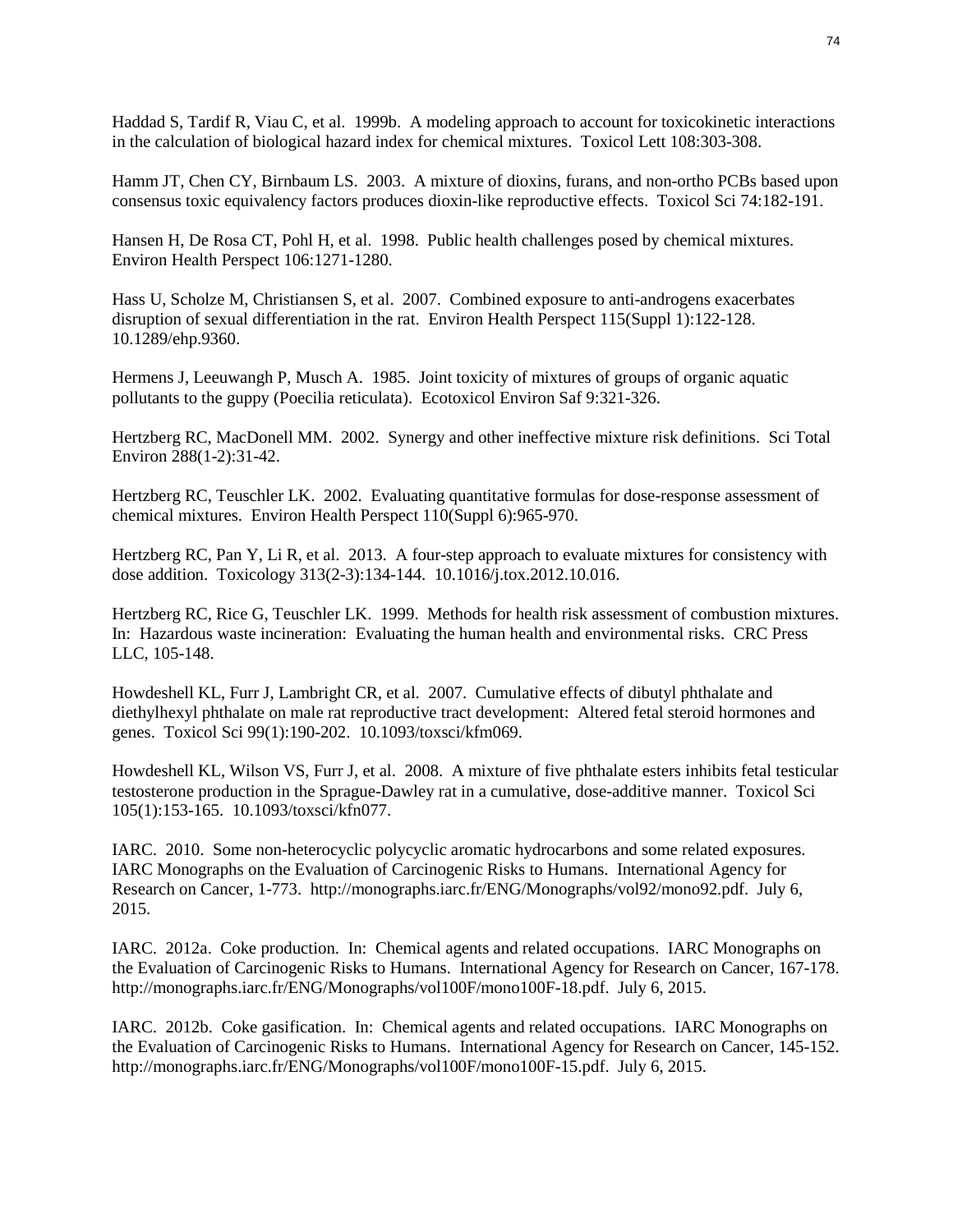Haddad S, Tardif R, Viau C, et al. 1999b. A modeling approach to account for toxicokinetic interactions in the calculation of biological hazard index for chemical mixtures. Toxicol Lett 108:303-308.

Hamm JT, Chen CY, Birnbaum LS. 2003. A mixture of dioxins, furans, and non-ortho PCBs based upon consensus toxic equivalency factors produces dioxin-like reproductive effects. Toxicol Sci 74:182-191.

Hansen H, De Rosa CT, Pohl H, et al. 1998. Public health challenges posed by chemical mixtures. Environ Health Perspect 106:1271-1280.

Hass U, Scholze M, Christiansen S, et al. 2007. Combined exposure to anti-androgens exacerbates disruption of sexual differentiation in the rat. Environ Health Perspect 115(Suppl 1):122-128. 10.1289/ehp.9360.

Hermens J, Leeuwangh P, Musch A. 1985. Joint toxicity of mixtures of groups of organic aquatic pollutants to the guppy (Poecilia reticulata). Ecotoxicol Environ Saf 9:321-326.

Hertzberg RC, MacDonell MM. 2002. Synergy and other ineffective mixture risk definitions. Sci Total Environ 288(1-2):31-42.

Hertzberg RC, Teuschler LK. 2002. Evaluating quantitative formulas for dose-response assessment of chemical mixtures. Environ Health Perspect 110(Suppl 6):965-970.

Hertzberg RC, Pan Y, Li R, et al. 2013. A four-step approach to evaluate mixtures for consistency with dose addition. Toxicology 313(2-3):134-144. 10.1016/j.tox.2012.10.016.

Hertzberg RC, Rice G, Teuschler LK. 1999. Methods for health risk assessment of combustion mixtures. In: Hazardous waste incineration: Evaluating the human health and environmental risks. CRC Press LLC, 105-148.

Howdeshell KL, Furr J, Lambright CR, et al. 2007. Cumulative effects of dibutyl phthalate and diethylhexyl phthalate on male rat reproductive tract development: Altered fetal steroid hormones and genes. Toxicol Sci 99(1):190-202. 10.1093/toxsci/kfm069.

Howdeshell KL, Wilson VS, Furr J, et al. 2008. A mixture of five phthalate esters inhibits fetal testicular testosterone production in the Sprague-Dawley rat in a cumulative, dose-additive manner. Toxicol Sci 105(1):153-165. 10.1093/toxsci/kfn077.

IARC. 2010. Some non-heterocyclic polycyclic aromatic hydrocarbons and some related exposures. IARC Monographs on the Evaluation of Carcinogenic Risks to Humans. International Agency for Research on Cancer, 1-773. http://monographs.iarc.fr/ENG/Monographs/vol92/mono92.pdf. July 6, 2015.

IARC. 2012a. Coke production. In: Chemical agents and related occupations. IARC Monographs on the Evaluation of Carcinogenic Risks to Humans. International Agency for Research on Cancer, 167-178. http://monographs.iarc.fr/ENG/Monographs/vol100F/mono100F-18.pdf. July 6, 2015.

IARC. 2012b. Coke gasification. In: Chemical agents and related occupations. IARC Monographs on the Evaluation of Carcinogenic Risks to Humans. International Agency for Research on Cancer, 145-152. http://monographs.iarc.fr/ENG/Monographs/vol100F/mono100F-15.pdf. July 6, 2015.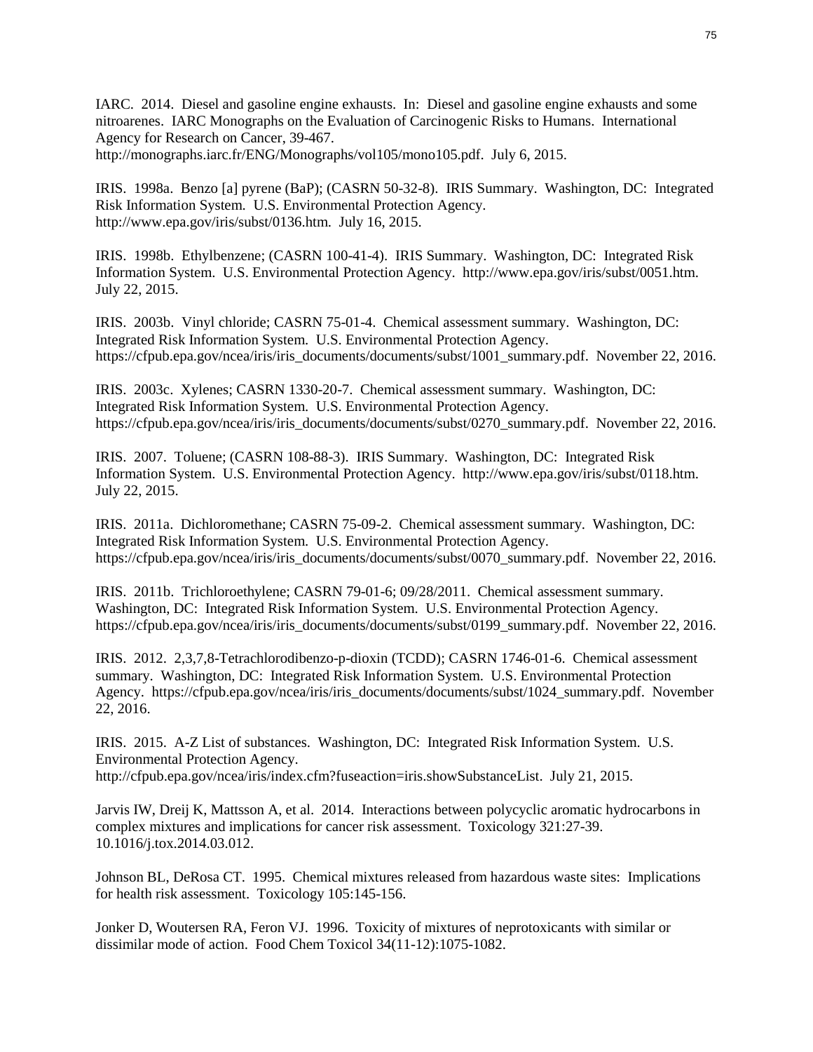IARC. 2014. Diesel and gasoline engine exhausts. In: Diesel and gasoline engine exhausts and some nitroarenes. IARC Monographs on the Evaluation of Carcinogenic Risks to Humans. International Agency for Research on Cancer, 39-467. http://monographs.iarc.fr/ENG/Monographs/vol105/mono105.pdf. July 6, 2015.

IRIS. 1998a. Benzo [a] pyrene (BaP); (CASRN 50-32-8). IRIS Summary. Washington, DC: Integrated Risk Information System. U.S. Environmental Protection Agency. http://www.epa.gov/iris/subst/0136.htm. July 16, 2015.

IRIS. 1998b. Ethylbenzene; (CASRN 100-41-4). IRIS Summary. Washington, DC: Integrated Risk Information System. U.S. Environmental Protection Agency. http://www.epa.gov/iris/subst/0051.htm. July 22, 2015.

IRIS. 2003b. Vinyl chloride; CASRN 75-01-4. Chemical assessment summary. Washington, DC: Integrated Risk Information System. U.S. Environmental Protection Agency. https://cfpub.epa.gov/ncea/iris/iris_documents/documents/subst/1001_summary.pdf. November 22, 2016.

IRIS. 2003c. Xylenes; CASRN 1330-20-7. Chemical assessment summary. Washington, DC: Integrated Risk Information System. U.S. Environmental Protection Agency. https://cfpub.epa.gov/ncea/iris/iris_documents/documents/subst/0270_summary.pdf. November 22, 2016.

IRIS. 2007. Toluene; (CASRN 108-88-3). IRIS Summary. Washington, DC: Integrated Risk Information System. U.S. Environmental Protection Agency. http://www.epa.gov/iris/subst/0118.htm. July 22, 2015.

IRIS. 2011a. Dichloromethane; CASRN 75-09-2. Chemical assessment summary. Washington, DC: Integrated Risk Information System. U.S. Environmental Protection Agency. https://cfpub.epa.gov/ncea/iris/iris_documents/documents/subst/0070_summary.pdf. November 22, 2016.

IRIS. 2011b. Trichloroethylene; CASRN 79-01-6; 09/28/2011. Chemical assessment summary. Washington, DC: Integrated Risk Information System. U.S. Environmental Protection Agency. https://cfpub.epa.gov/ncea/iris/iris_documents/documents/subst/0199_summary.pdf. November 22, 2016.

IRIS. 2012. 2,3,7,8-Tetrachlorodibenzo-p-dioxin (TCDD); CASRN 1746-01-6. Chemical assessment summary. Washington, DC: Integrated Risk Information System. U.S. Environmental Protection Agency. https://cfpub.epa.gov/ncea/iris/iris_documents/documents/subst/1024_summary.pdf. November 22, 2016.

IRIS. 2015. A-Z List of substances. Washington, DC: Integrated Risk Information System. U.S. Environmental Protection Agency. http://cfpub.epa.gov/ncea/iris/index.cfm?fuseaction=iris.showSubstanceList. July 21, 2015.

Jarvis IW, Dreij K, Mattsson A, et al. 2014. Interactions between polycyclic aromatic hydrocarbons in complex mixtures and implications for cancer risk assessment. Toxicology 321:27-39. 10.1016/j.tox.2014.03.012.

Johnson BL, DeRosa CT. 1995. Chemical mixtures released from hazardous waste sites: Implications for health risk assessment. Toxicology 105:145-156.

Jonker D, Woutersen RA, Feron VJ. 1996. Toxicity of mixtures of neprotoxicants with similar or dissimilar mode of action. Food Chem Toxicol 34(11-12):1075-1082.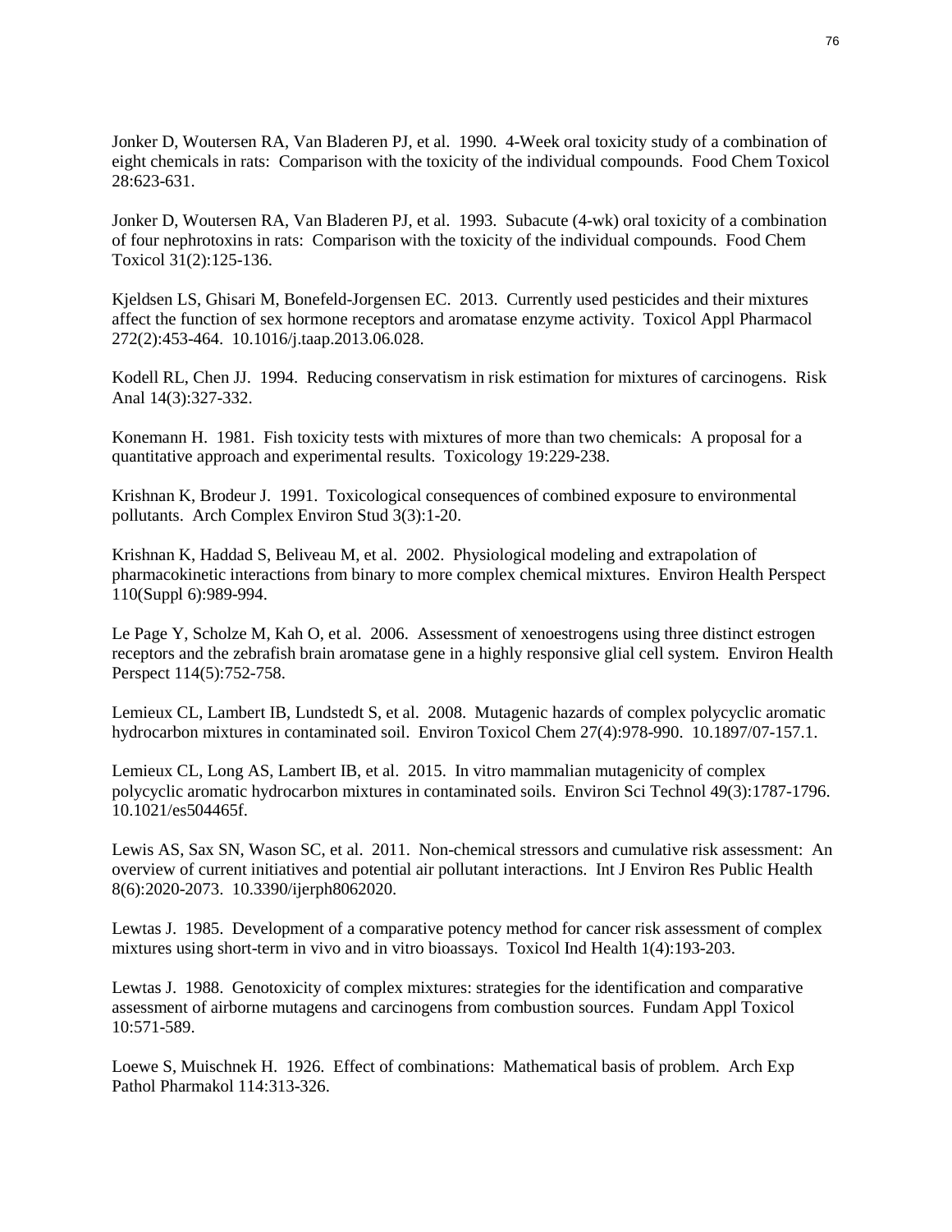Jonker D, Woutersen RA, Van Bladeren PJ, et al. 1990. 4-Week oral toxicity study of a combination of eight chemicals in rats: Comparison with the toxicity of the individual compounds. Food Chem Toxicol 28:623-631.

Jonker D, Woutersen RA, Van Bladeren PJ, et al. 1993. Subacute (4-wk) oral toxicity of a combination of four nephrotoxins in rats: Comparison with the toxicity of the individual compounds. Food Chem Toxicol 31(2):125-136.

Kjeldsen LS, Ghisari M, Bonefeld-Jorgensen EC. 2013. Currently used pesticides and their mixtures affect the function of sex hormone receptors and aromatase enzyme activity. Toxicol Appl Pharmacol 272(2):453-464. 10.1016/j.taap.2013.06.028.

Kodell RL, Chen JJ. 1994. Reducing conservatism in risk estimation for mixtures of carcinogens. Risk Anal 14(3):327-332.

Konemann H. 1981. Fish toxicity tests with mixtures of more than two chemicals: A proposal for a quantitative approach and experimental results. Toxicology 19:229-238.

Krishnan K, Brodeur J. 1991. Toxicological consequences of combined exposure to environmental pollutants. Arch Complex Environ Stud 3(3):1-20.

Krishnan K, Haddad S, Beliveau M, et al. 2002. Physiological modeling and extrapolation of pharmacokinetic interactions from binary to more complex chemical mixtures. Environ Health Perspect 110(Suppl 6):989-994.

Le Page Y, Scholze M, Kah O, et al. 2006. Assessment of xenoestrogens using three distinct estrogen receptors and the zebrafish brain aromatase gene in a highly responsive glial cell system. Environ Health Perspect 114(5):752-758.

Lemieux CL, Lambert IB, Lundstedt S, et al. 2008. Mutagenic hazards of complex polycyclic aromatic hydrocarbon mixtures in contaminated soil. Environ Toxicol Chem 27(4):978-990. 10.1897/07-157.1.

Lemieux CL, Long AS, Lambert IB, et al. 2015. In vitro mammalian mutagenicity of complex polycyclic aromatic hydrocarbon mixtures in contaminated soils. Environ Sci Technol 49(3):1787-1796. 10.1021/es504465f.

Lewis AS, Sax SN, Wason SC, et al. 2011. Non-chemical stressors and cumulative risk assessment: An overview of current initiatives and potential air pollutant interactions. Int J Environ Res Public Health 8(6):2020-2073. 10.3390/ijerph8062020.

Lewtas J. 1985. Development of a comparative potency method for cancer risk assessment of complex mixtures using short-term in vivo and in vitro bioassays. Toxicol Ind Health 1(4):193-203.

Lewtas J. 1988. Genotoxicity of complex mixtures: strategies for the identification and comparative assessment of airborne mutagens and carcinogens from combustion sources. Fundam Appl Toxicol 10:571-589.

Loewe S, Muischnek H. 1926. Effect of combinations: Mathematical basis of problem. Arch Exp Pathol Pharmakol 114:313-326.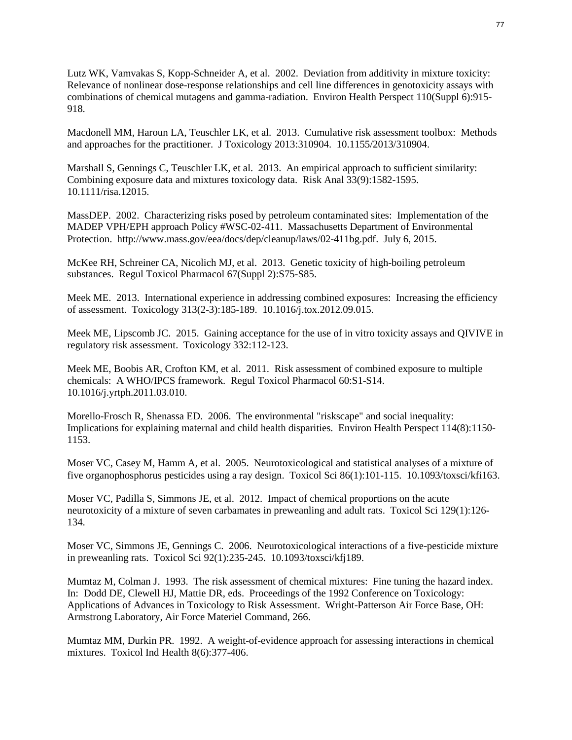Lutz WK, Vamvakas S, Kopp-Schneider A, et al. 2002. Deviation from additivity in mixture toxicity: Relevance of nonlinear dose-response relationships and cell line differences in genotoxicity assays with combinations of chemical mutagens and gamma-radiation. Environ Health Perspect 110(Suppl 6):915-918.

Macdonell MM, Haroun LA, Teuschler LK, et al. 2013. Cumulative risk assessment toolbox: Methods and approaches for the practitioner. J Toxicology 2013:310904. 10.1155/2013/310904.

Marshall S, Gennings C, Teuschler LK, et al. 2013. An empirical approach to sufficient similarity: Combining exposure data and mixtures toxicology data. Risk Anal 33(9):1582-1595. 10.1111/risa.12015.

MassDEP. 2002. Characterizing risks posed by petroleum contaminated sites: Implementation of the MADEP VPH/EPH approach Policy #WSC-02-411. Massachusetts Department of Environmental Protection. http://www.mass.gov/eea/docs/dep/cleanup/laws/02-411bg.pdf. July 6, 2015.

McKee RH, Schreiner CA, Nicolich MJ, et al. 2013. Genetic toxicity of high-boiling petroleum substances. Regul Toxicol Pharmacol 67(Suppl 2):S75-S85.

Meek ME. 2013. International experience in addressing combined exposures: Increasing the efficiency of assessment. Toxicology 313(2-3):185-189. 10.1016/j.tox.2012.09.015.

Meek ME, Lipscomb JC. 2015. Gaining acceptance for the use of in vitro toxicity assays and QIVIVE in regulatory risk assessment. Toxicology 332:112-123.

Meek ME, Boobis AR, Crofton KM, et al. 2011. Risk assessment of combined exposure to multiple chemicals: A WHO/IPCS framework. Regul Toxicol Pharmacol 60:S1-S14. 10.1016/j.yrtph.2011.03.010.

Morello-Frosch R, Shenassa ED. 2006. The environmental "riskscape" and social inequality: Implications for explaining maternal and child health disparities. Environ Health Perspect 114(8):1150-1153.

Moser VC, Casey M, Hamm A, et al. 2005. Neurotoxicological and statistical analyses of a mixture of five organophosphorus pesticides using a ray design. Toxicol Sci 86(1):101-115. 10.1093/toxsci/kfi163.

Moser VC, Padilla S, Simmons JE, et al. 2012. Impact of chemical proportions on the acute neurotoxicity of a mixture of seven carbamates in preweanling and adult rats. Toxicol Sci 129(1):126-134.

Moser VC, Simmons JE, Gennings C. 2006. Neurotoxicological interactions of a five-pesticide mixture in preweanling rats. Toxicol Sci 92(1):235-245. 10.1093/toxsci/kfj189.

Mumtaz M, Colman J. 1993. The risk assessment of chemical mixtures: Fine tuning the hazard index. In: Dodd DE, Clewell HJ, Mattie DR, eds. Proceedings of the 1992 Conference on Toxicology: Applications of Advances in Toxicology to Risk Assessment. Wright-Patterson Air Force Base, OH: Armstrong Laboratory, Air Force Materiel Command, 266.

Mumtaz MM, Durkin PR. 1992. A weight-of-evidence approach for assessing interactions in chemical mixtures. Toxicol Ind Health 8(6):377-406.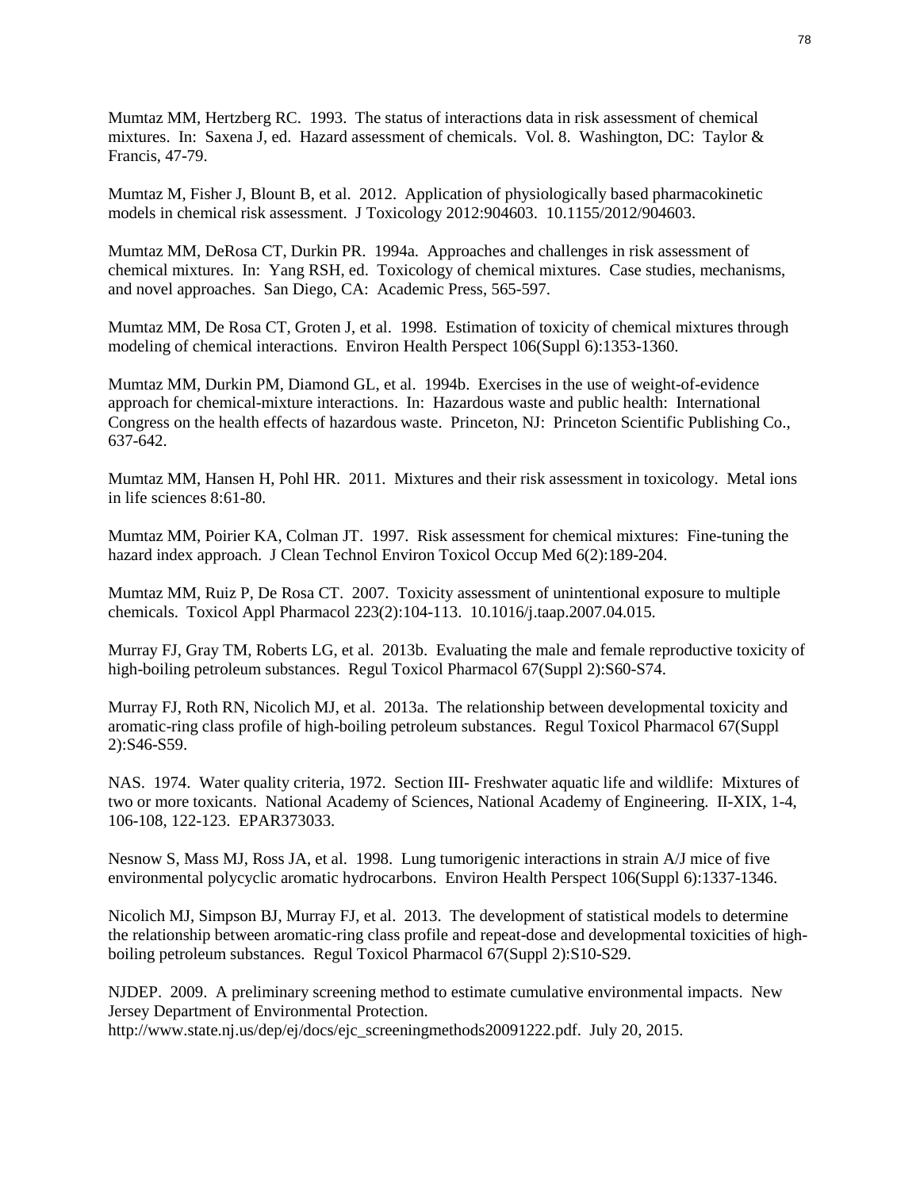Mumtaz MM, Hertzberg RC. 1993. The status of interactions data in risk assessment of chemical mixtures. In: Saxena J, ed. Hazard assessment of chemicals. Vol. 8. Washington, DC: Taylor & Francis, 47-79.

Mumtaz M, Fisher J, Blount B, et al. 2012. Application of physiologically based pharmacokinetic models in chemical risk assessment. J Toxicology 2012:904603. 10.1155/2012/904603.

Mumtaz MM, DeRosa CT, Durkin PR. 1994a. Approaches and challenges in risk assessment of chemical mixtures. In: Yang RSH, ed. Toxicology of chemical mixtures. Case studies, mechanisms, and novel approaches. San Diego, CA: Academic Press, 565-597.

Mumtaz MM, De Rosa CT, Groten J, et al. 1998. Estimation of toxicity of chemical mixtures through modeling of chemical interactions. Environ Health Perspect 106(Suppl 6):1353-1360.

Mumtaz MM, Durkin PM, Diamond GL, et al. 1994b. Exercises in the use of weight-of-evidence approach for chemical-mixture interactions. In: Hazardous waste and public health: International Congress on the health effects of hazardous waste. Princeton, NJ: Princeton Scientific Publishing Co., 637-642.

Mumtaz MM, Hansen H, Pohl HR. 2011. Mixtures and their risk assessment in toxicology. Metal ions in life sciences 8:61-80.

Mumtaz MM, Poirier KA, Colman JT. 1997. Risk assessment for chemical mixtures: Fine-tuning the hazard index approach. J Clean Technol Environ Toxicol Occup Med 6(2):189-204.

Mumtaz MM, Ruiz P, De Rosa CT. 2007. Toxicity assessment of unintentional exposure to multiple chemicals. Toxicol Appl Pharmacol 223(2):104-113. 10.1016/j.taap.2007.04.015.

Murray FJ, Gray TM, Roberts LG, et al. 2013b. Evaluating the male and female reproductive toxicity of high-boiling petroleum substances. Regul Toxicol Pharmacol 67(Suppl 2):S60-S74.

Murray FJ, Roth RN, Nicolich MJ, et al. 2013a. The relationship between developmental toxicity and aromatic-ring class profile of high-boiling petroleum substances. Regul Toxicol Pharmacol 67(Suppl 2):S46-S59.

NAS. 1974. Water quality criteria, 1972. Section III- Freshwater aquatic life and wildlife: Mixtures of two or more toxicants. National Academy of Sciences, National Academy of Engineering. II-XIX, 1-4, 106-108, 122-123. EPAR373033.

Nesnow S, Mass MJ, Ross JA, et al. 1998. Lung tumorigenic interactions in strain A/J mice of five environmental polycyclic aromatic hydrocarbons. Environ Health Perspect 106(Suppl 6):1337-1346.

Nicolich MJ, Simpson BJ, Murray FJ, et al. 2013. The development of statistical models to determine the relationship between aromatic-ring class profile and repeat-dose and developmental toxicities of high-boiling petroleum substances. Regul Toxicol Pharmacol 67(Suppl 2):S10-S29.

NJDEP. 2009. A preliminary screening method to estimate cumulative environmental impacts. New Jersey Department of Environmental Protection. http://www.state.nj.us/dep/ej/docs/ejc_screeningmethods20091222.pdf. July 20, 2015.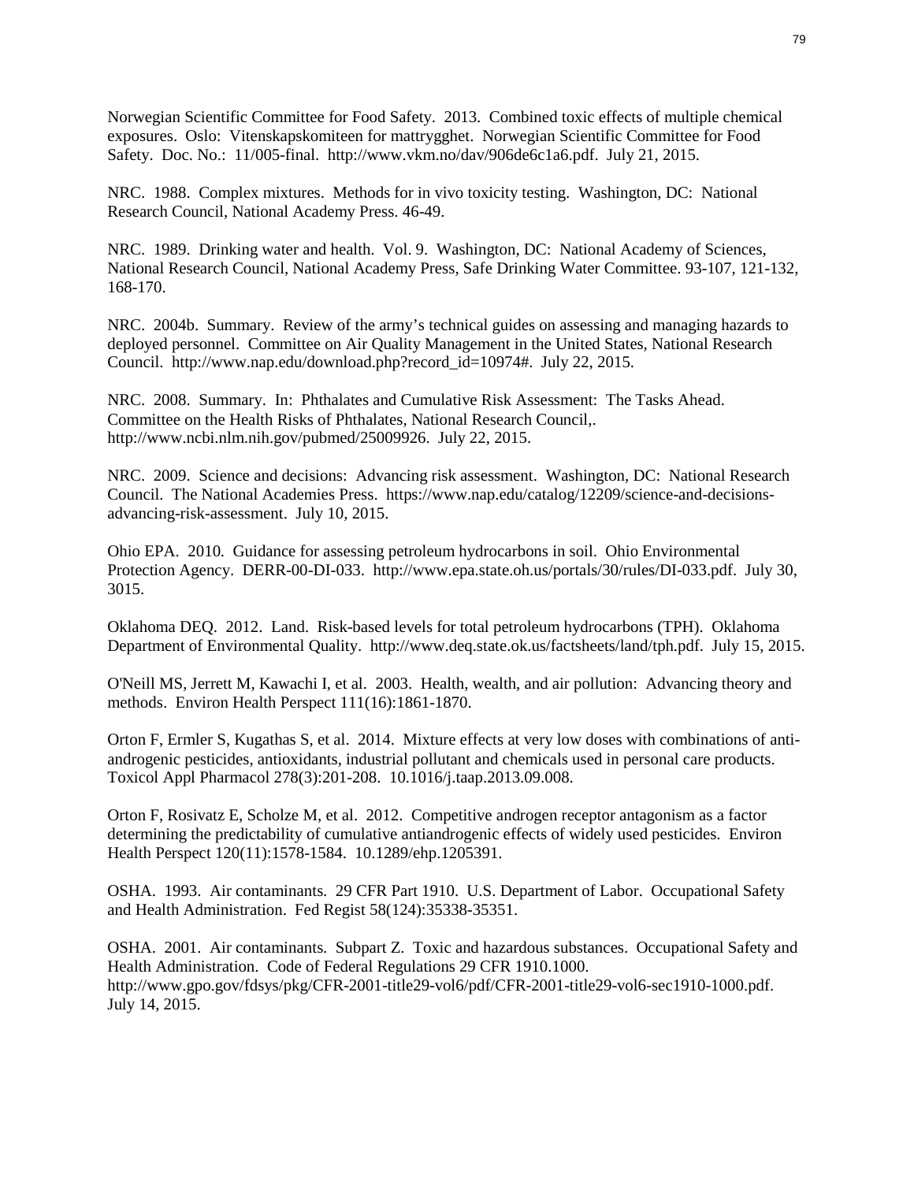Norwegian Scientific Committee for Food Safety. 2013. Combined toxic effects of multiple chemical exposures. Oslo: Vitenskapskomiteen for mattrygghet. Norwegian Scientific Committee for Food Safety. Doc. No.: 11/005-final. http://www.vkm.no/dav/906de6c1a6.pdf. July 21, 2015.

NRC. 1988. Complex mixtures. Methods for in vivo toxicity testing. Washington, DC: National Research Council, National Academy Press. 46-49.

NRC. 1989. Drinking water and health. Vol. 9. Washington, DC: National Academy of Sciences, National Research Council, National Academy Press, Safe Drinking Water Committee. 93-107, 121-132, 168-170.

NRC. 2004b. Summary. Review of the army's technical guides on assessing and managing hazards to deployed personnel. Committee on Air Quality Management in the United States, National Research Council. http://www.nap.edu/download.php?record_id=10974#. July 22, 2015.

NRC. 2008. Summary. In: Phthalates and Cumulative Risk Assessment: The Tasks Ahead. Committee on the Health Risks of Phthalates, National Research Council,. http://www.ncbi.nlm.nih.gov/pubmed/25009926. July 22, 2015.

NRC. 2009. Science and decisions: Advancing risk assessment. Washington, DC: National Research Council. The National Academies Press. https://www.nap.edu/catalog/12209/science-and-decisions-advancing-risk-assessment. July 10, 2015.

Ohio EPA. 2010. Guidance for assessing petroleum hydrocarbons in soil. Ohio Environmental Protection Agency. DERR-00-DI-033. http://www.epa.state.oh.us/portals/30/rules/DI-033.pdf. July 30, 3015.

Oklahoma DEQ. 2012. Land. Risk-based levels for total petroleum hydrocarbons (TPH). Oklahoma Department of Environmental Quality. http://www.deq.state.ok.us/factsheets/land/tph.pdf. July 15, 2015.

O'Neill MS, Jerrett M, Kawachi I, et al. 2003. Health, wealth, and air pollution: Advancing theory and methods. Environ Health Perspect 111(16):1861-1870.

Orton F, Ermler S, Kugathas S, et al. 2014. Mixture effects at very low doses with combinations of anti-androgenic pesticides, antioxidants, industrial pollutant and chemicals used in personal care products. Toxicol Appl Pharmacol 278(3):201-208. 10.1016/j.taap.2013.09.008.

Orton F, Rosivatz E, Scholze M, et al. 2012. Competitive androgen receptor antagonism as a factor determining the predictability of cumulative antiandrogenic effects of widely used pesticides. Environ Health Perspect 120(11):1578-1584. 10.1289/ehp.1205391.

OSHA. 1993. Air contaminants. 29 CFR Part 1910. U.S. Department of Labor. Occupational Safety and Health Administration. Fed Regist 58(124):35338-35351.

OSHA. 2001. Air contaminants. Subpart Z. Toxic and hazardous substances. Occupational Safety and Health Administration. Code of Federal Regulations 29 CFR 1910.1000. http://www.gpo.gov/fdsys/pkg/CFR-2001-title29-vol6/pdf/CFR-2001-title29-vol6-sec1910-1000.pdf. July 14, 2015.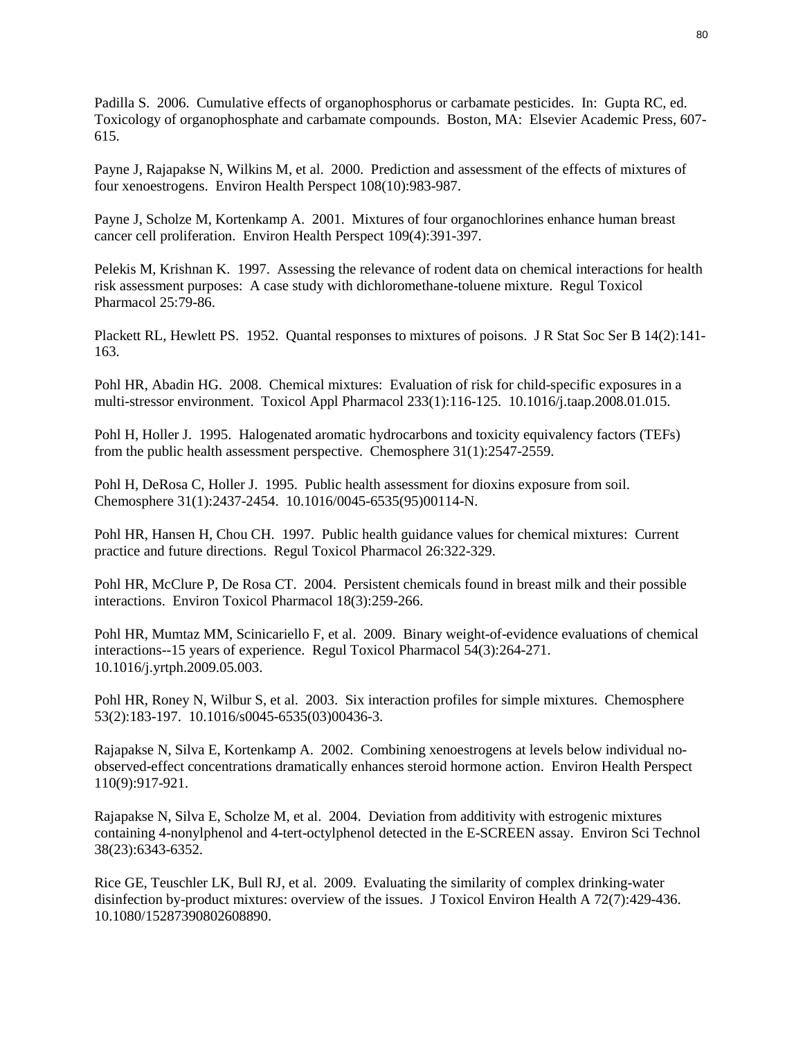Padilla S. 2006. Cumulative effects of organophosphorus or carbamate pesticides. In: Gupta RC, ed. Toxicology of organophosphate and carbamate compounds. Boston, MA: Elsevier Academic Press, 607-615.

Payne J, Rajapakse N, Wilkins M, et al. 2000. Prediction and assessment of the effects of mixtures of four xenoestrogens. Environ Health Perspect 108(10):983-987.

Payne J, Scholze M, Kortenkamp A. 2001. Mixtures of four organochlorines enhance human breast cancer cell proliferation. Environ Health Perspect 109(4):391-397.

Pelekis M, Krishnan K. 1997. Assessing the relevance of rodent data on chemical interactions for health risk assessment purposes: A case study with dichloromethane-toluene mixture. Regul Toxicol Pharmacol 25:79-86.

Plackett RL, Hewlett PS. 1952. Quantal responses to mixtures of poisons. J R Stat Soc Ser B 14(2):141-163.

Pohl HR, Abadin HG. 2008. Chemical mixtures: Evaluation of risk for child-specific exposures in a multi-stressor environment. Toxicol Appl Pharmacol 233(1):116-125. 10.1016/j.taap.2008.01.015.

Pohl H, Holler J. 1995. Halogenated aromatic hydrocarbons and toxicity equivalency factors (TEFs) from the public health assessment perspective. Chemosphere 31(1):2547-2559.

Pohl H, DeRosa C, Holler J. 1995. Public health assessment for dioxins exposure from soil. Chemosphere 31(1):2437-2454. 10.1016/0045-6535(95)00114-N.

Pohl HR, Hansen H, Chou CH. 1997. Public health guidance values for chemical mixtures: Current practice and future directions. Regul Toxicol Pharmacol 26:322-329.

Pohl HR, McClure P, De Rosa CT. 2004. Persistent chemicals found in breast milk and their possible interactions. Environ Toxicol Pharmacol 18(3):259-266.

Pohl HR, Mumtaz MM, Scinicariello F, et al. 2009. Binary weight-of-evidence evaluations of chemical interactions--15 years of experience. Regul Toxicol Pharmacol 54(3):264-271. 10.1016/j.yrtph.2009.05.003.

Pohl HR, Roney N, Wilbur S, et al. 2003. Six interaction profiles for simple mixtures. Chemosphere 53(2):183-197. 10.1016/s0045-6535(03)00436-3.

Rajapakse N, Silva E, Kortenkamp A. 2002. Combining xenoestrogens at levels below individual no-observed-effect concentrations dramatically enhances steroid hormone action. Environ Health Perspect 110(9):917-921.

Rajapakse N, Silva E, Scholze M, et al. 2004. Deviation from additivity with estrogenic mixtures containing 4-nonylphenol and 4-tert-octylphenol detected in the E-SCREEN assay. Environ Sci Technol 38(23):6343-6352.

Rice GE, Teuschler LK, Bull RJ, et al. 2009. Evaluating the similarity of complex drinking-water disinfection by-product mixtures: overview of the issues. J Toxicol Environ Health A 72(7):429-436. 10.1080/15287390802608890.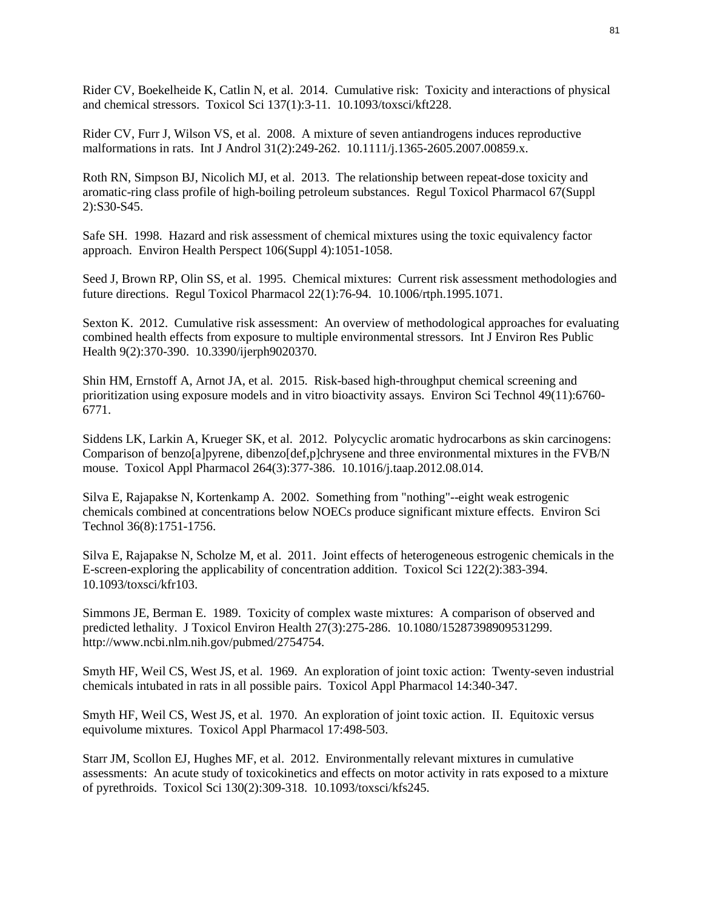Rider CV, Boekelheide K, Catlin N, et al. 2014. Cumulative risk: Toxicity and interactions of physical and chemical stressors. Toxicol Sci 137(1):3-11. 10.1093/toxsci/kft228.

Rider CV, Furr J, Wilson VS, et al. 2008. A mixture of seven antiandrogens induces reproductive malformations in rats. Int J Androl 31(2):249-262. 10.1111/j.1365-2605.2007.00859.x.

Roth RN, Simpson BJ, Nicolich MJ, et al. 2013. The relationship between repeat-dose toxicity and aromatic-ring class profile of high-boiling petroleum substances. Regul Toxicol Pharmacol 67(Suppl 2):S30-S45.

Safe SH. 1998. Hazard and risk assessment of chemical mixtures using the toxic equivalency factor approach. Environ Health Perspect 106(Suppl 4):1051-1058.

Seed J, Brown RP, Olin SS, et al. 1995. Chemical mixtures: Current risk assessment methodologies and future directions. Regul Toxicol Pharmacol 22(1):76-94. 10.1006/rtph.1995.1071.

Sexton K. 2012. Cumulative risk assessment: An overview of methodological approaches for evaluating combined health effects from exposure to multiple environmental stressors. Int J Environ Res Public Health 9(2):370-390. 10.3390/ijerph9020370.

Shin HM, Ernstoff A, Arnot JA, et al. 2015. Risk-based high-throughput chemical screening and prioritization using exposure models and in vitro bioactivity assays. Environ Sci Technol 49(11):6760-6771.

Siddens LK, Larkin A, Krueger SK, et al. 2012. Polycyclic aromatic hydrocarbons as skin carcinogens: Comparison of benzo[a]pyrene, dibenzo[def,p]chrysene and three environmental mixtures in the FVB/N mouse. Toxicol Appl Pharmacol 264(3):377-386. 10.1016/j.taap.2012.08.014.

Silva E, Rajapakse N, Kortenkamp A. 2002. Something from "nothing"--eight weak estrogenic chemicals combined at concentrations below NOECs produce significant mixture effects. Environ Sci Technol 36(8):1751-1756.

Silva E, Rajapakse N, Scholze M, et al. 2011. Joint effects of heterogeneous estrogenic chemicals in the E-screen-exploring the applicability of concentration addition. Toxicol Sci 122(2):383-394. 10.1093/toxsci/kfr103.

Simmons JE, Berman E. 1989. Toxicity of complex waste mixtures: A comparison of observed and predicted lethality. J Toxicol Environ Health 27(3):275-286. 10.1080/15287398909531299. http://www.ncbi.nlm.nih.gov/pubmed/2754754.

Smyth HF, Weil CS, West JS, et al. 1969. An exploration of joint toxic action: Twenty-seven industrial chemicals intubated in rats in all possible pairs. Toxicol Appl Pharmacol 14:340-347.

Smyth HF, Weil CS, West JS, et al. 1970. An exploration of joint toxic action. II. Equitoxic versus equivolume mixtures. Toxicol Appl Pharmacol 17:498-503.

Starr JM, Scollon EJ, Hughes MF, et al. 2012. Environmentally relevant mixtures in cumulative assessments: An acute study of toxicokinetics and effects on motor activity in rats exposed to a mixture of pyrethroids. Toxicol Sci 130(2):309-318. 10.1093/toxsci/kfs245.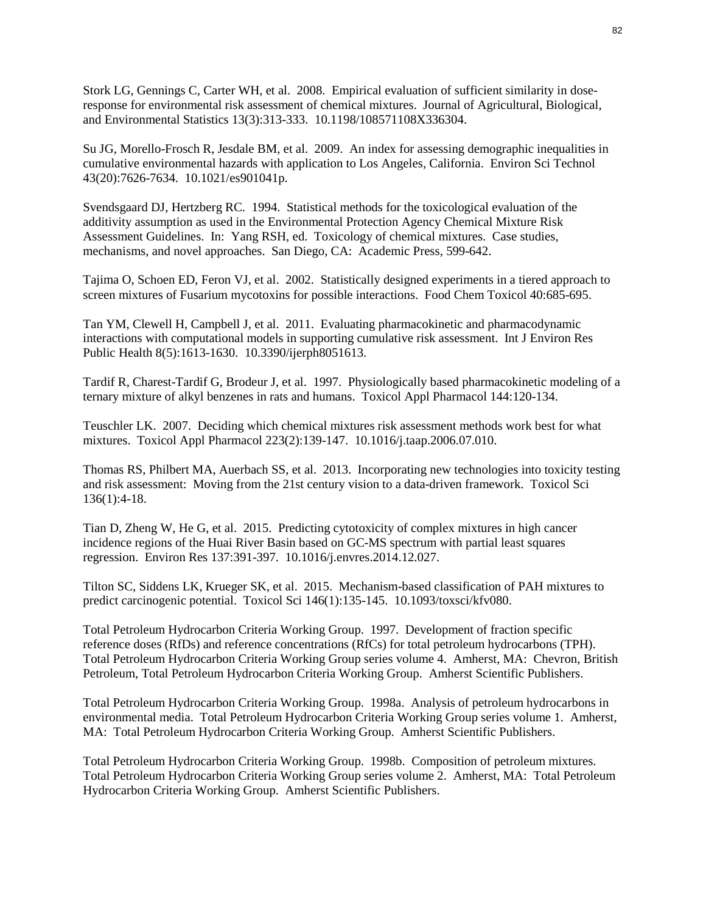Stork LG, Gennings C, Carter WH, et al. 2008. Empirical evaluation of sufficient similarity in dose-response for environmental risk assessment of chemical mixtures. Journal of Agricultural, Biological, and Environmental Statistics 13(3):313-333. 10.1198/108571108X336304.

Su JG, Morello-Frosch R, Jesdale BM, et al. 2009. An index for assessing demographic inequalities in cumulative environmental hazards with application to Los Angeles, California. Environ Sci Technol 43(20):7626-7634. 10.1021/es901041p.

Svendsgaard DJ, Hertzberg RC. 1994. Statistical methods for the toxicological evaluation of the additivity assumption as used in the Environmental Protection Agency Chemical Mixture Risk Assessment Guidelines. In: Yang RSH, ed. Toxicology of chemical mixtures. Case studies, mechanisms, and novel approaches. San Diego, CA: Academic Press, 599-642.

Tajima O, Schoen ED, Feron VJ, et al. 2002. Statistically designed experiments in a tiered approach to screen mixtures of Fusarium mycotoxins for possible interactions. Food Chem Toxicol 40:685-695.

Tan YM, Clewell H, Campbell J, et al. 2011. Evaluating pharmacokinetic and pharmacodynamic interactions with computational models in supporting cumulative risk assessment. Int J Environ Res Public Health 8(5):1613-1630. 10.3390/ijerph8051613.

Tardif R, Charest-Tardif G, Brodeur J, et al. 1997. Physiologically based pharmacokinetic modeling of a ternary mixture of alkyl benzenes in rats and humans. Toxicol Appl Pharmacol 144:120-134.

Teuschler LK. 2007. Deciding which chemical mixtures risk assessment methods work best for what mixtures. Toxicol Appl Pharmacol 223(2):139-147. 10.1016/j.taap.2006.07.010.

Thomas RS, Philbert MA, Auerbach SS, et al. 2013. Incorporating new technologies into toxicity testing and risk assessment: Moving from the 21st century vision to a data-driven framework. Toxicol Sci 136(1):4-18.

Tian D, Zheng W, He G, et al. 2015. Predicting cytotoxicity of complex mixtures in high cancer incidence regions of the Huai River Basin based on GC-MS spectrum with partial least squares regression. Environ Res 137:391-397. 10.1016/j.envres.2014.12.027.

Tilton SC, Siddens LK, Krueger SK, et al. 2015. Mechanism-based classification of PAH mixtures to predict carcinogenic potential. Toxicol Sci 146(1):135-145. 10.1093/toxsci/kfv080.

Total Petroleum Hydrocarbon Criteria Working Group. 1997. Development of fraction specific reference doses (RfDs) and reference concentrations (RfCs) for total petroleum hydrocarbons (TPH). Total Petroleum Hydrocarbon Criteria Working Group series volume 4. Amherst, MA: Chevron, British Petroleum, Total Petroleum Hydrocarbon Criteria Working Group. Amherst Scientific Publishers.

Total Petroleum Hydrocarbon Criteria Working Group. 1998a. Analysis of petroleum hydrocarbons in environmental media. Total Petroleum Hydrocarbon Criteria Working Group series volume 1. Amherst, MA: Total Petroleum Hydrocarbon Criteria Working Group. Amherst Scientific Publishers.

Total Petroleum Hydrocarbon Criteria Working Group. 1998b. Composition of petroleum mixtures. Total Petroleum Hydrocarbon Criteria Working Group series volume 2. Amherst, MA: Total Petroleum Hydrocarbon Criteria Working Group. Amherst Scientific Publishers.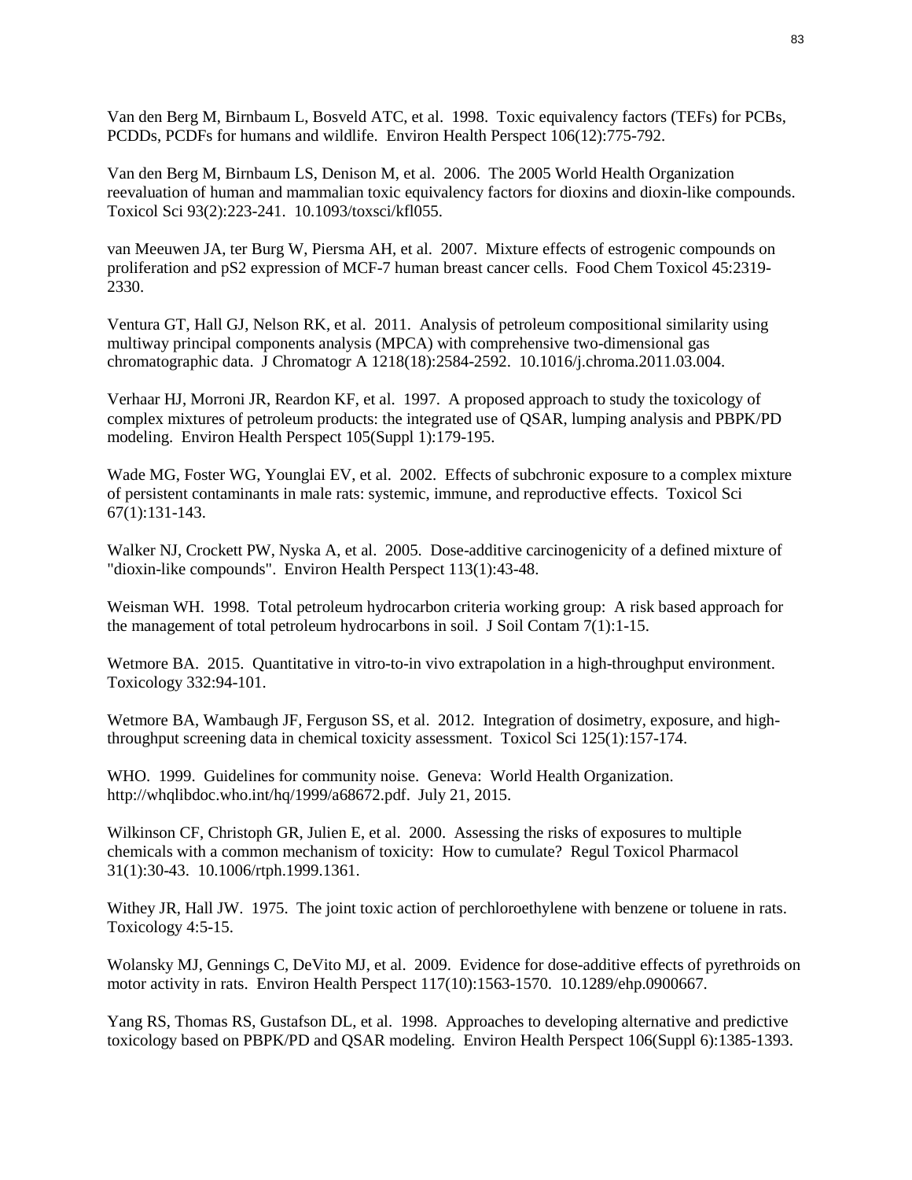Van den Berg M, Birnbaum L, Bosveld ATC, et al. 1998. Toxic equivalency factors (TEFs) for PCBs, PCDDs, PCDFs for humans and wildlife. Environ Health Perspect 106(12):775-792.

Van den Berg M, Birnbaum LS, Denison M, et al. 2006. The 2005 World Health Organization reevaluation of human and mammalian toxic equivalency factors for dioxins and dioxin-like compounds. Toxicol Sci 93(2):223-241. 10.1093/toxsci/kfl055.

van Meeuwen JA, ter Burg W, Piersma AH, et al. 2007. Mixture effects of estrogenic compounds on proliferation and pS2 expression of MCF-7 human breast cancer cells. Food Chem Toxicol 45:2319-2330.

Ventura GT, Hall GJ, Nelson RK, et al. 2011. Analysis of petroleum compositional similarity using multiway principal components analysis (MPCA) with comprehensive two-dimensional gas chromatographic data. J Chromatogr A 1218(18):2584-2592. 10.1016/j.chroma.2011.03.004.

Verhaar HJ, Morroni JR, Reardon KF, et al. 1997. A proposed approach to study the toxicology of complex mixtures of petroleum products: the integrated use of QSAR, lumping analysis and PBPK/PD modeling. Environ Health Perspect 105(Suppl 1):179-195.

Wade MG, Foster WG, Younglai EV, et al. 2002. Effects of subchronic exposure to a complex mixture of persistent contaminants in male rats: systemic, immune, and reproductive effects. Toxicol Sci 67(1):131-143.

Walker NJ, Crockett PW, Nyska A, et al. 2005. Dose-additive carcinogenicity of a defined mixture of "dioxin-like compounds". Environ Health Perspect 113(1):43-48.

Weisman WH. 1998. Total petroleum hydrocarbon criteria working group: A risk based approach for the management of total petroleum hydrocarbons in soil. J Soil Contam 7(1):1-15.

Wetmore BA. 2015. Quantitative in vitro-to-in vivo extrapolation in a high-throughput environment. Toxicology 332:94-101.

Wetmore BA, Wambaugh JF, Ferguson SS, et al. 2012. Integration of dosimetry, exposure, and high-throughput screening data in chemical toxicity assessment. Toxicol Sci 125(1):157-174.

WHO. 1999. Guidelines for community noise. Geneva: World Health Organization. http://whqlibdoc.who.int/hq/1999/a68672.pdf. July 21, 2015.

Wilkinson CF, Christoph GR, Julien E, et al. 2000. Assessing the risks of exposures to multiple chemicals with a common mechanism of toxicity: How to cumulate? Regul Toxicol Pharmacol 31(1):30-43. 10.1006/rtph.1999.1361.

Withey JR, Hall JW. 1975. The joint toxic action of perchloroethylene with benzene or toluene in rats. Toxicology 4:5-15.

Wolansky MJ, Gennings C, DeVito MJ, et al. 2009. Evidence for dose-additive effects of pyrethroids on motor activity in rats. Environ Health Perspect 117(10):1563-1570. 10.1289/ehp.0900667.

Yang RS, Thomas RS, Gustafson DL, et al. 1998. Approaches to developing alternative and predictive toxicology based on PBPK/PD and QSAR modeling. Environ Health Perspect 106(Suppl 6):1385-1393.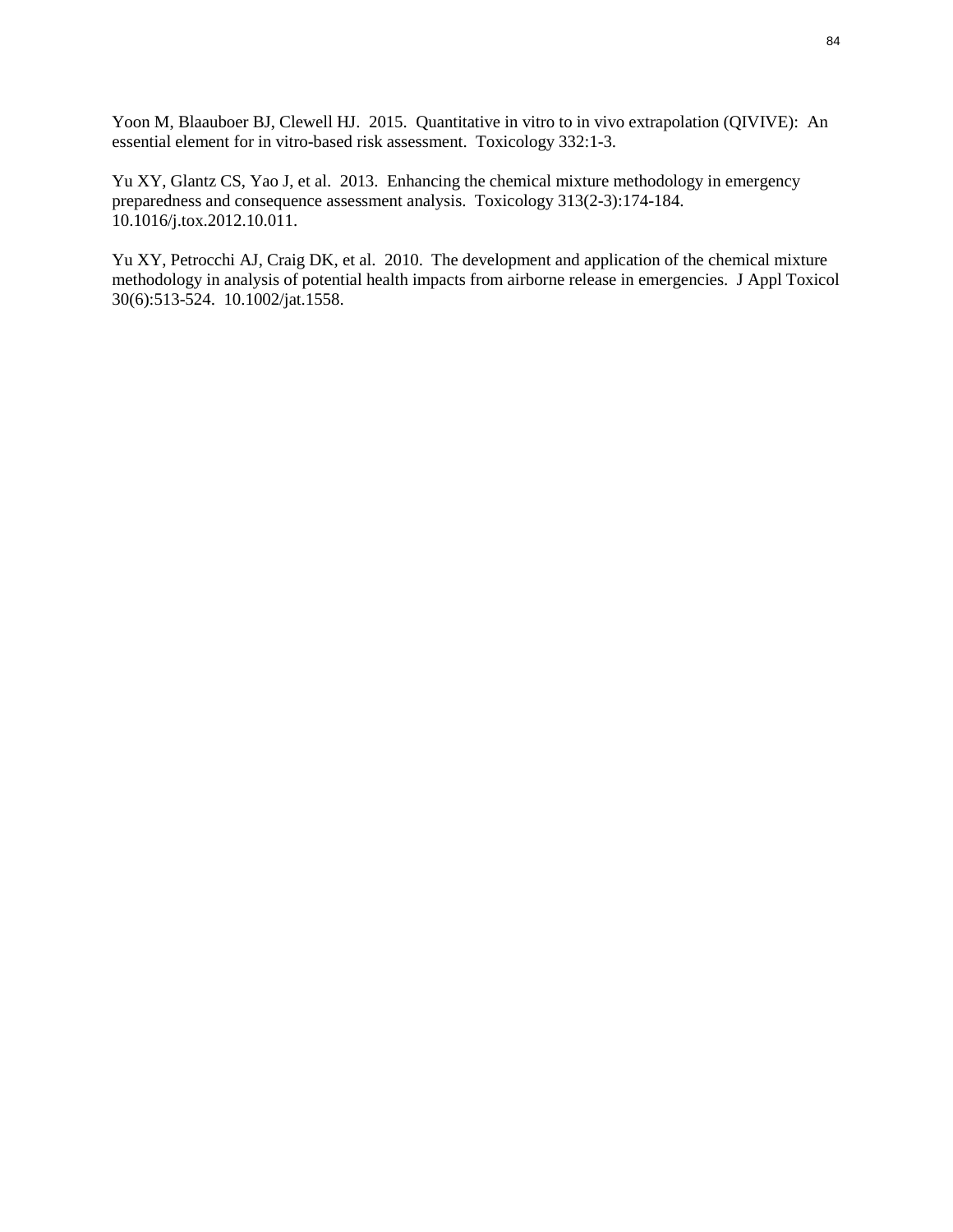Yoon M, Blaauboer BJ, Clewell HJ. 2015. Quantitative in vitro to in vivo extrapolation (QIVIVE): An essential element for in vitro-based risk assessment. Toxicology 332:1-3.

Yu XY, Glantz CS, Yao J, et al. 2013. Enhancing the chemical mixture methodology in emergency preparedness and consequence assessment analysis. Toxicology 313(2-3):174-184. 10.1016/j.tox.2012.10.011.

Yu XY, Petrocchi AJ, Craig DK, et al. 2010. The development and application of the chemical mixture methodology in analysis of potential health impacts from airborne release in emergencies. J Appl Toxicol 30(6):513-524. 10.1002/jat.1558.